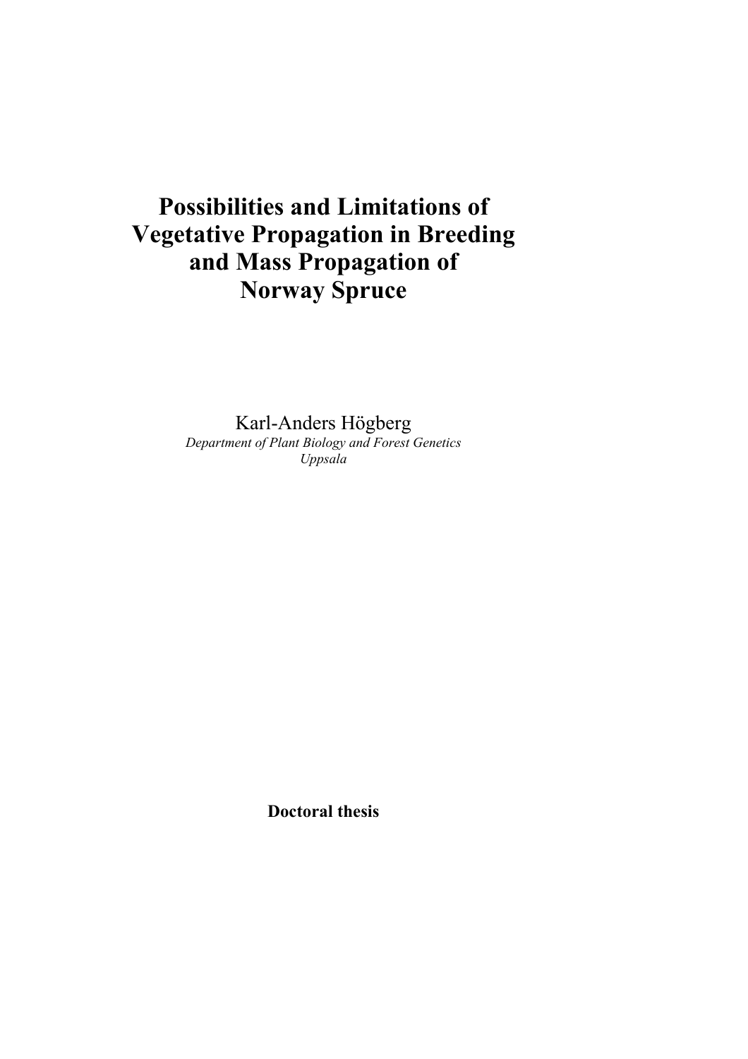# Possibilities and Limitations of Vegetative Propagation in Breeding and Mass Propagation of Norway Spruce

Karl-Anders Högberg

*Department of Plant Biology and Forest Genetics*
*Uppsala*

**Doctoral thesis**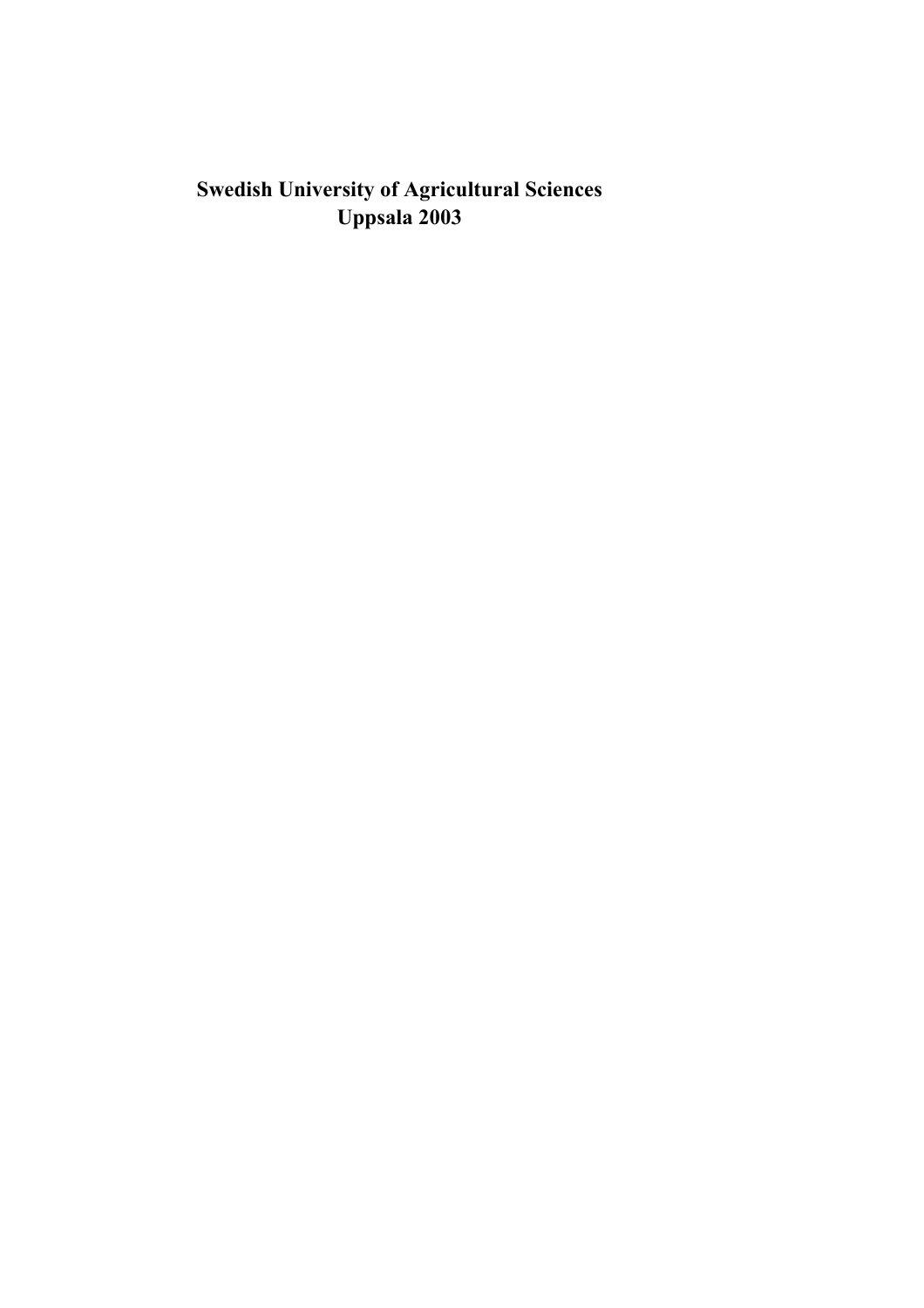**Swedish University of Agricultural Sciences**
**Uppsala 2003**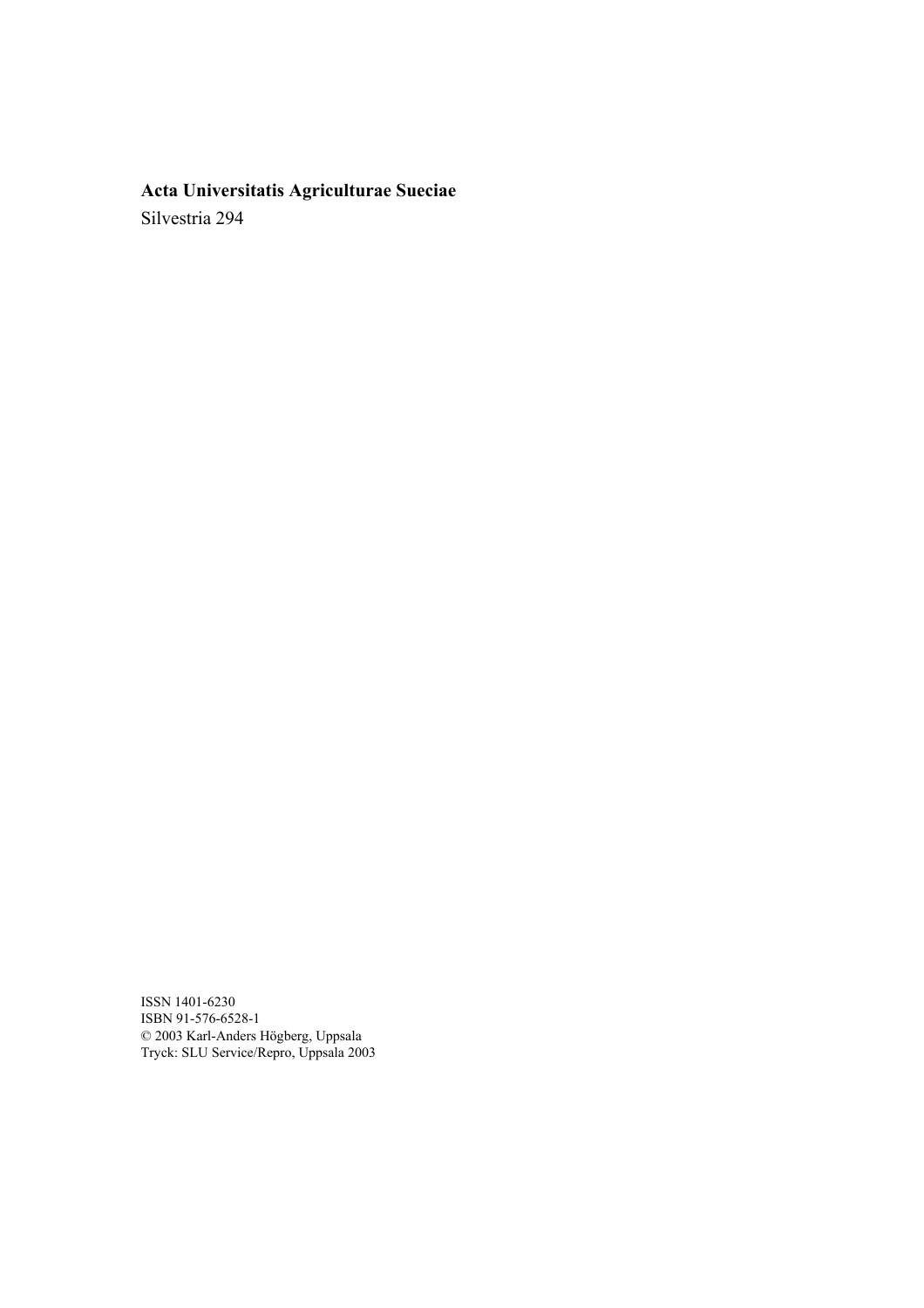**Acta Universitatis Agriculturae Sueciae**

Silvestria 294

ISSN 1401-6230
ISBN 91-576-6528-1
© 2003 Karl-Anders Högberg, Uppsala
Tryck: SLU Service/Repro, Uppsala 2003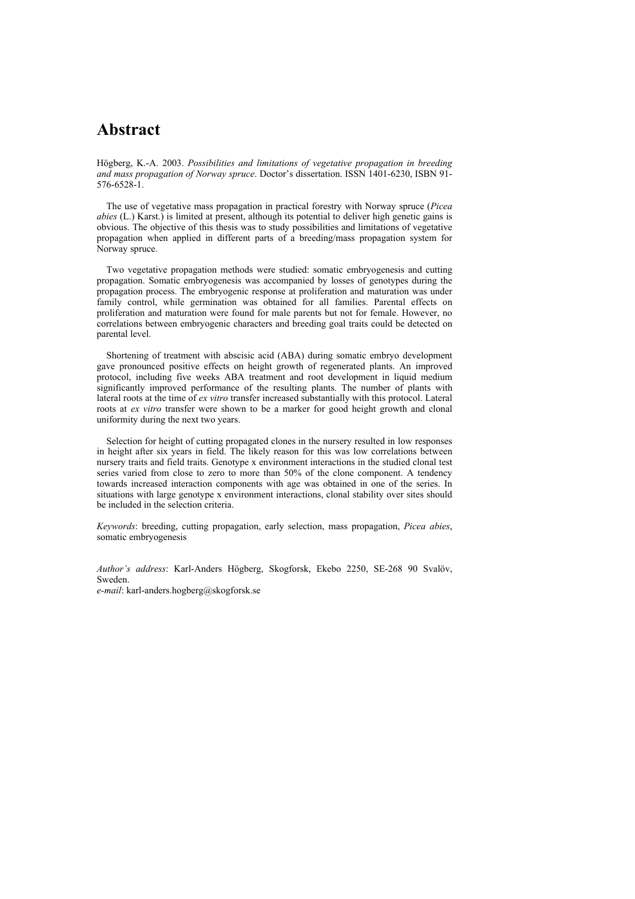# Abstract

Högberg, K.-A. 2003. *Possibilities and limitations of vegetative propagation in breeding and mass propagation of Norway spruce*. Doctor's dissertation. ISSN 1401-6230, ISBN 91-576-6528-1.

The use of vegetative mass propagation in practical forestry with Norway spruce (*Picea abies* (L.) Karst.) is limited at present, although its potential to deliver high genetic gains is obvious. The objective of this thesis was to study possibilities and limitations of vegetative propagation when applied in different parts of a breeding/mass propagation system for Norway spruce.

Two vegetative propagation methods were studied: somatic embryogenesis and cutting propagation. Somatic embryogenesis was accompanied by losses of genotypes during the propagation process. The embryogenic response at proliferation and maturation was under family control, while germination was obtained for all families. Parental effects on proliferation and maturation were found for male parents but not for female. However, no correlations between embryogenic characters and breeding goal traits could be detected on parental level.

Shortening of treatment with abscisic acid (ABA) during somatic embryo development gave pronounced positive effects on height growth of regenerated plants. An improved protocol, including five weeks ABA treatment and root development in liquid medium significantly improved performance of the resulting plants. The number of plants with lateral roots at the time of *ex vitro* transfer increased substantially with this protocol. Lateral roots at *ex vitro* transfer were shown to be a marker for good height growth and clonal uniformity during the next two years.

Selection for height of cutting propagated clones in the nursery resulted in low responses in height after six years in field. The likely reason for this was low correlations between nursery traits and field traits. Genotype x environment interactions in the studied clonal test series varied from close to zero to more than 50% of the clone component. A tendency towards increased interaction components with age was obtained in one of the series. In situations with large genotype x environment interactions, clonal stability over sites should be included in the selection criteria.

*Keywords*: breeding, cutting propagation, early selection, mass propagation, *Picea abies*, somatic embryogenesis

*Author's address*: Karl-Anders Högberg, Skogforsk, Ekebo 2250, SE-268 90 Svalöv, Sweden.
*e-mail*: karl-anders.hogberg@skogforsk.se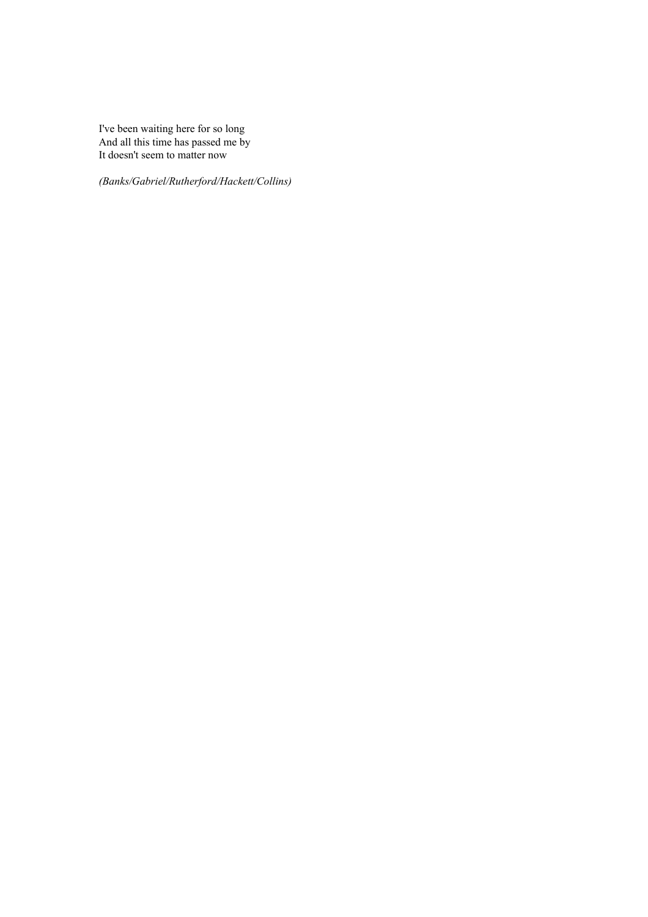I've been waiting here for so long
And all this time has passed me by
It doesn't seem to matter now

*(Banks/Gabriel/Rutherford/Hackett/Collins)*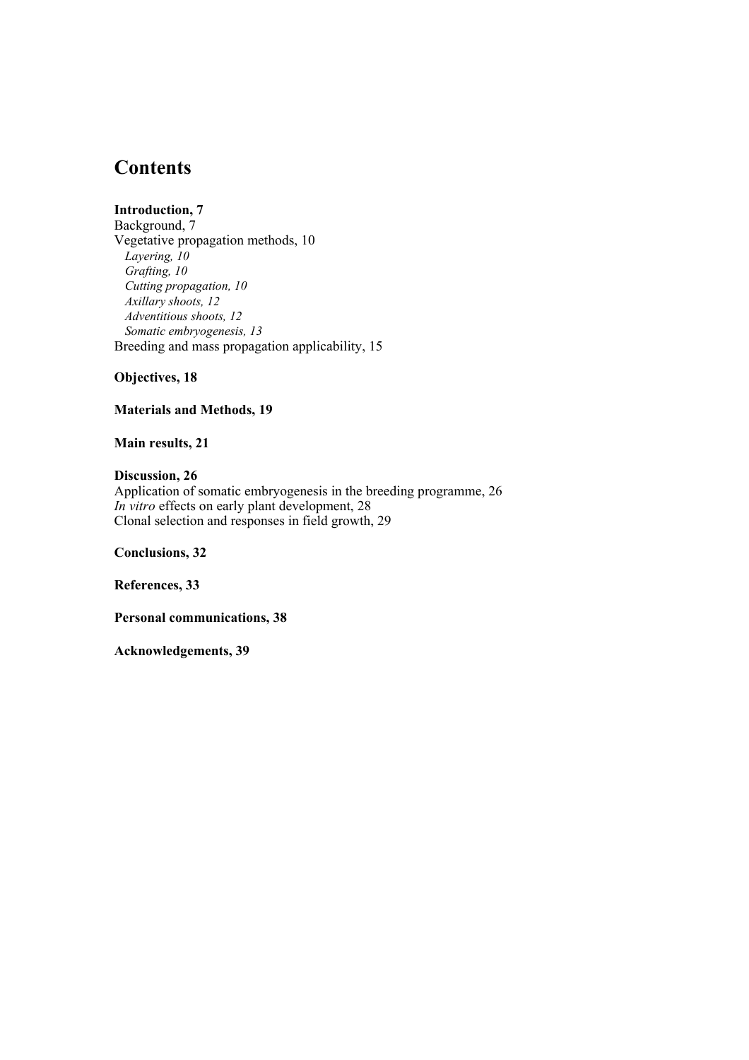# Contents

**Introduction, 7**
Background, 7
Vegetative propagation methods, 10
*Layering, 10*
*Grafting, 10*
*Cutting propagation, 10*
*Axillary shoots, 12*
*Adventitious shoots, 12*
*Somatic embryogenesis, 13*
Breeding and mass propagation applicability, 15

**Objectives, 18**

**Materials and Methods, 19**

**Main results, 21**

**Discussion, 26**
Application of somatic embryogenesis in the breeding programme, 26
*In vitro* effects on early plant development, 28
Clonal selection and responses in field growth, 29

**Conclusions, 32**

**References, 33**

**Personal communications, 38**

**Acknowledgements, 39**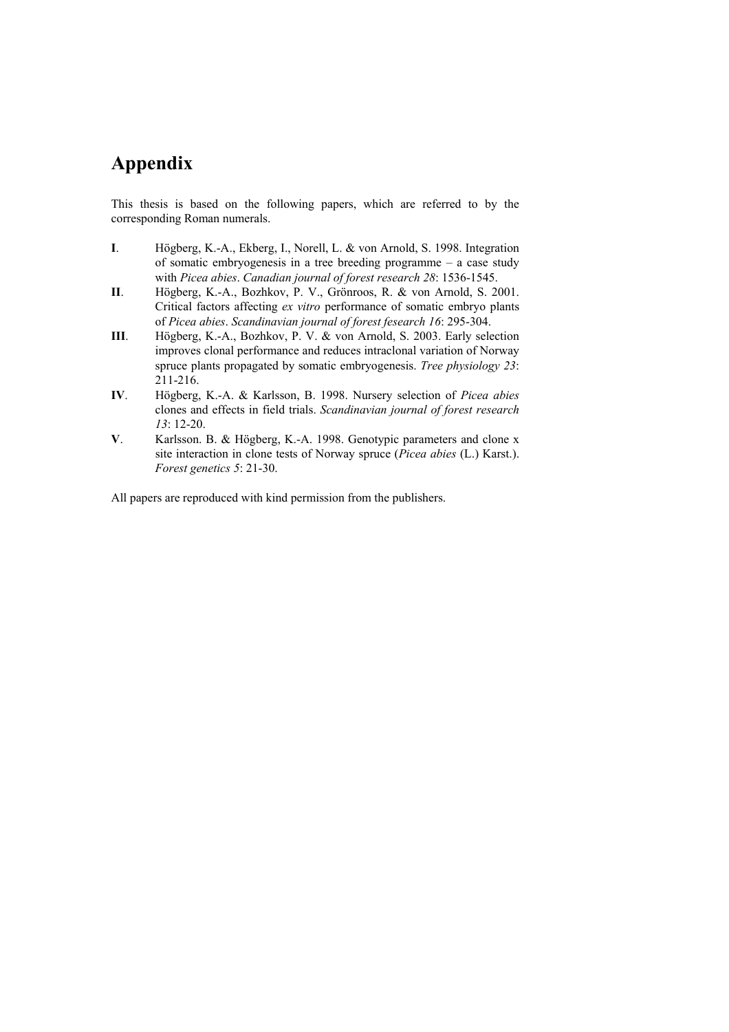# Appendix

This thesis is based on the following papers, which are referred to by the corresponding Roman numerals.

**I**. Högberg, K.-A., Ekberg, I., Norell, L. & von Arnold, S. 1998. Integration of somatic embryogenesis in a tree breeding programme – a case study with *Picea abies*. *Canadian journal of forest research 28*: 1536-1545.

**II**. Högberg, K.-A., Bozhkov, P. V., Grönroos, R. & von Arnold, S. 2001. Critical factors affecting *ex vitro* performance of somatic embryo plants of *Picea abies*. *Scandinavian journal of forest fesearch 16*: 295-304.

**III**. Högberg, K.-A., Bozhkov, P. V. & von Arnold, S. 2003. Early selection improves clonal performance and reduces intraclonal variation of Norway spruce plants propagated by somatic embryogenesis. *Tree physiology 23*: 211-216.

**IV**. Högberg, K.-A. & Karlsson, B. 1998. Nursery selection of *Picea abies* clones and effects in field trials. *Scandinavian journal of forest research 13*: 12-20.

**V**. Karlsson. B. & Högberg, K.-A. 1998. Genotypic parameters and clone x site interaction in clone tests of Norway spruce (*Picea abies* (L.) Karst.). *Forest genetics 5*: 21-30.

All papers are reproduced with kind permission from the publishers.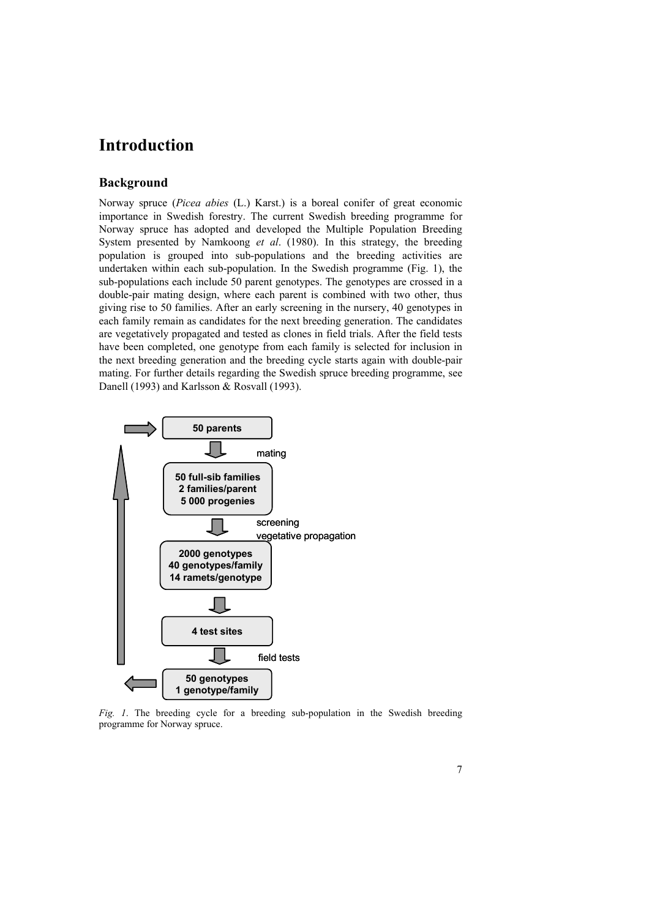# Introduction

## Background

Norway spruce (*Picea abies* (L.) Karst.) is a boreal conifer of great economic importance in Swedish forestry. The current Swedish breeding programme for Norway spruce has adopted and developed the Multiple Population Breeding System presented by Namkoong *et al*. (1980). In this strategy, the breeding population is grouped into sub-populations and the breeding activities are undertaken within each sub-population. In the Swedish programme (Fig. 1), the sub-populations each include 50 parent genotypes. The genotypes are crossed in a double-pair mating design, where each parent is combined with two other, thus giving rise to 50 families. After an early screening in the nursery, 40 genotypes in each family remain as candidates for the next breeding generation. The candidates are vegetatively propagated and tested as clones in field trials. After the field tests have been completed, one genotype from each family is selected for inclusion in the next breeding generation and the breeding cycle starts again with double-pair mating. For further details regarding the Swedish spruce breeding programme, see Danell (1993) and Karlsson & Rosvall (1993).

**50 parents**

mating

**50 full-sib families**
**2 families/parent**
**5 000 progenies**

screening
vegetative propagation

**2000 genotypes**
**40 genotypes/family**
**14 ramets/genotype**

**4 test sites**

field tests

**50 genotypes**
**1 genotype/family**

*Fig. 1*. The breeding cycle for a breeding sub-population in the Swedish breeding programme for Norway spruce.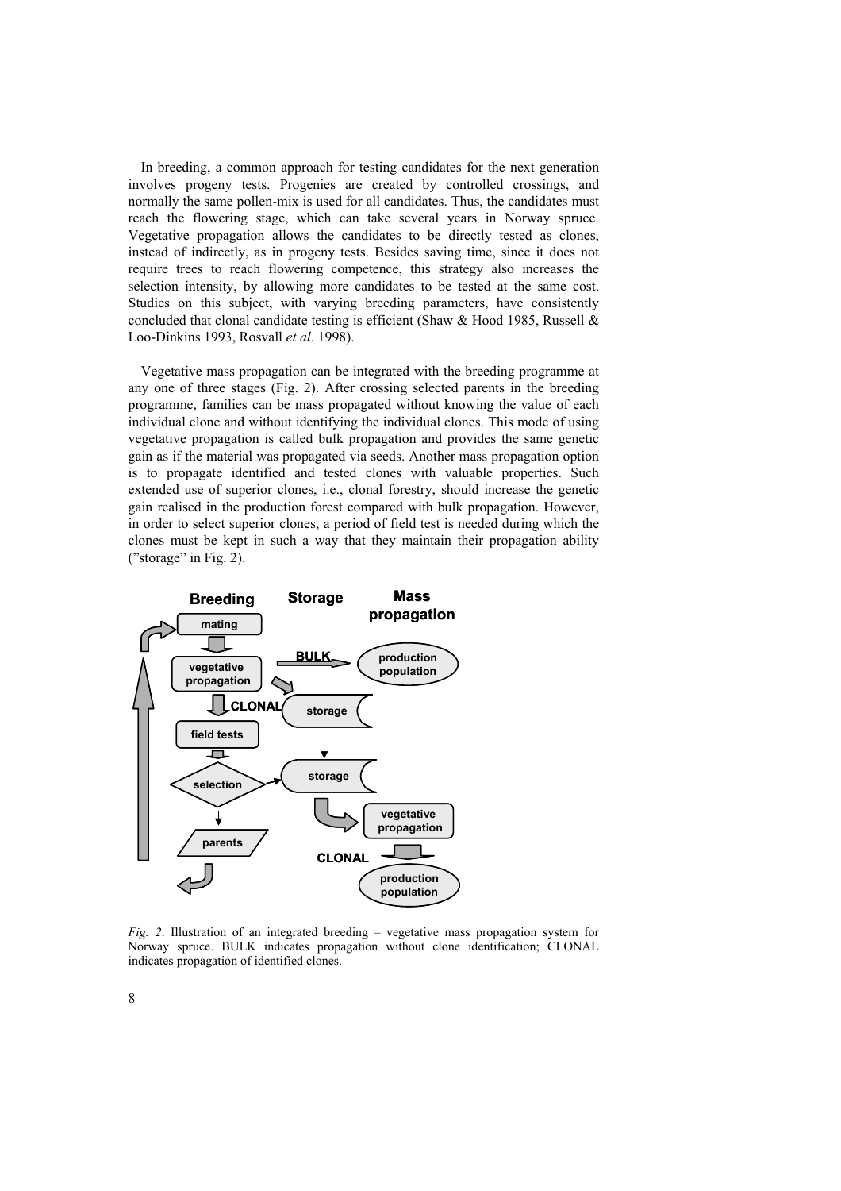In breeding, a common approach for testing candidates for the next generation involves progeny tests. Progenies are created by controlled crossings, and normally the same pollen-mix is used for all candidates. Thus, the candidates must reach the flowering stage, which can take several years in Norway spruce. Vegetative propagation allows the candidates to be directly tested as clones, instead of indirectly, as in progeny tests. Besides saving time, since it does not require trees to reach flowering competence, this strategy also increases the selection intensity, by allowing more candidates to be tested at the same cost. Studies on this subject, with varying breeding parameters, have consistently concluded that clonal candidate testing is efficient (Shaw & Hood 1985, Russell & Loo-Dinkins 1993, Rosvall *et al*. 1998).

Vegetative mass propagation can be integrated with the breeding programme at any one of three stages (Fig. 2). After crossing selected parents in the breeding programme, families can be mass propagated without knowing the value of each individual clone and without identifying the individual clones. This mode of using vegetative propagation is called bulk propagation and provides the same genetic gain as if the material was propagated via seeds. Another mass propagation option is to propagate identified and tested clones with valuable properties. Such extended use of superior clones, i.e., clonal forestry, should increase the genetic gain realised in the production forest compared with bulk propagation. However, in order to select superior clones, a period of field test is needed during which the clones must be kept in such a way that they maintain their propagation ability ("storage" in Fig. 2).

*Fig. 2*. Illustration of an integrated breeding – vegetative mass propagation system for Norway spruce. BULK indicates propagation without clone identification; CLONAL indicates propagation of identified clones.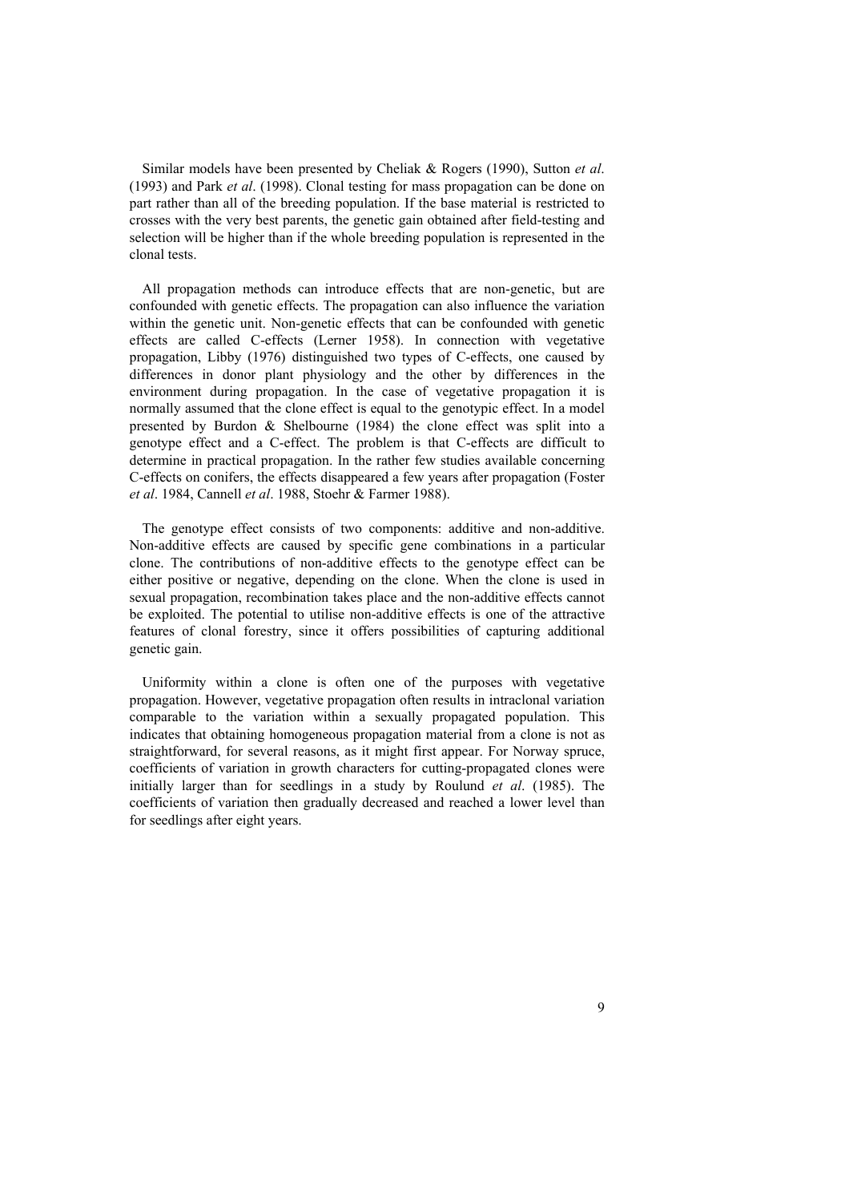Similar models have been presented by Cheliak & Rogers (1990), Sutton *et al*. (1993) and Park *et al*. (1998). Clonal testing for mass propagation can be done on part rather than all of the breeding population. If the base material is restricted to crosses with the very best parents, the genetic gain obtained after field-testing and selection will be higher than if the whole breeding population is represented in the clonal tests.

All propagation methods can introduce effects that are non-genetic, but are confounded with genetic effects. The propagation can also influence the variation within the genetic unit. Non-genetic effects that can be confounded with genetic effects are called C-effects (Lerner 1958). In connection with vegetative propagation, Libby (1976) distinguished two types of C-effects, one caused by differences in donor plant physiology and the other by differences in the environment during propagation. In the case of vegetative propagation it is normally assumed that the clone effect is equal to the genotypic effect. In a model presented by Burdon & Shelbourne (1984) the clone effect was split into a genotype effect and a C-effect. The problem is that C-effects are difficult to determine in practical propagation. In the rather few studies available concerning C-effects on conifers, the effects disappeared a few years after propagation (Foster *et al*. 1984, Cannell *et al*. 1988, Stoehr & Farmer 1988).

The genotype effect consists of two components: additive and non-additive. Non-additive effects are caused by specific gene combinations in a particular clone. The contributions of non-additive effects to the genotype effect can be either positive or negative, depending on the clone. When the clone is used in sexual propagation, recombination takes place and the non-additive effects cannot be exploited. The potential to utilise non-additive effects is one of the attractive features of clonal forestry, since it offers possibilities of capturing additional genetic gain.

Uniformity within a clone is often one of the purposes with vegetative propagation. However, vegetative propagation often results in intraclonal variation comparable to the variation within a sexually propagated population. This indicates that obtaining homogeneous propagation material from a clone is not as straightforward, for several reasons, as it might first appear. For Norway spruce, coefficients of variation in growth characters for cutting-propagated clones were initially larger than for seedlings in a study by Roulund *et al*. (1985). The coefficients of variation then gradually decreased and reached a lower level than for seedlings after eight years.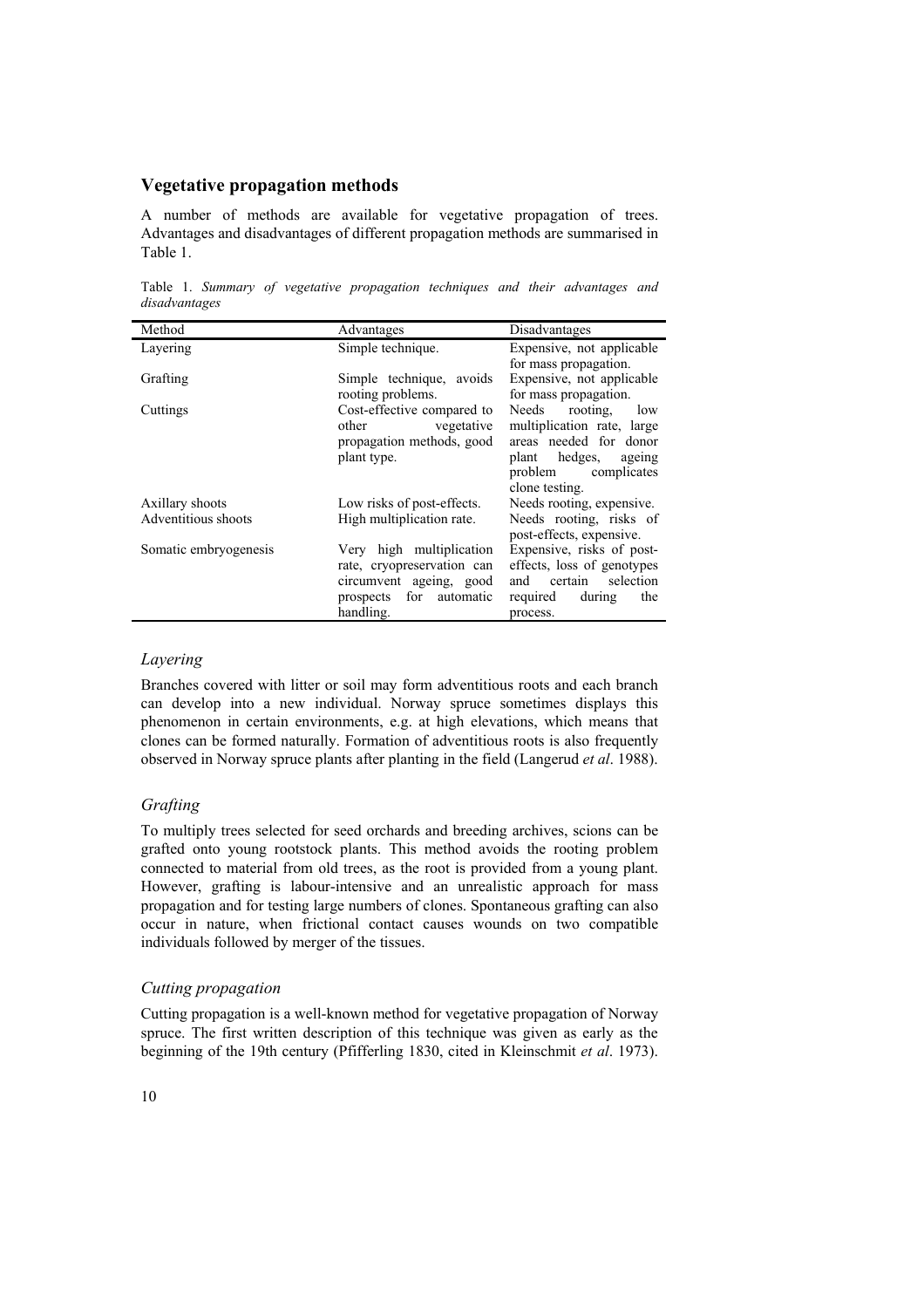## Vegetative propagation methods

A number of methods are available for vegetative propagation of trees. Advantages and disadvantages of different propagation methods are summarised in Table 1.

Table 1. *Summary of vegetative propagation techniques and their advantages and disadvantages*

| Method | Advantages | Disadvantages |
| --- | --- | --- |
| Layering | Simple technique. | Expensive, not applicable for mass propagation. |
| Grafting | Simple technique, avoids rooting problems. | Expensive, not applicable for mass propagation. |
| Cuttings | Cost-effective compared to other vegetative propagation methods, good plant type. | Needs rooting, low multiplication rate, large areas needed for donor plant hedges, ageing problem complicates clone testing. |
| Axillary shoots | Low risks of post-effects. | Needs rooting, expensive. |
| Adventitious shoots | High multiplication rate. | Needs rooting, risks of post-effects, expensive. |
| Somatic embryogenesis | Very high multiplication rate, cryopreservation can circumvent ageing, good prospects for automatic handling. | Expensive, risks of post-effects, loss of genotypes and certain selection required during the process. |

### *Layering*

Branches covered with litter or soil may form adventitious roots and each branch can develop into a new individual. Norway spruce sometimes displays this phenomenon in certain environments, e.g. at high elevations, which means that clones can be formed naturally. Formation of adventitious roots is also frequently observed in Norway spruce plants after planting in the field (Langerud *et al*. 1988).

### *Grafting*

To multiply trees selected for seed orchards and breeding archives, scions can be grafted onto young rootstock plants. This method avoids the rooting problem connected to material from old trees, as the root is provided from a young plant. However, grafting is labour-intensive and an unrealistic approach for mass propagation and for testing large numbers of clones. Spontaneous grafting can also occur in nature, when frictional contact causes wounds on two compatible individuals followed by merger of the tissues.

### *Cutting propagation*

Cutting propagation is a well-known method for vegetative propagation of Norway spruce. The first written description of this technique was given as early as the beginning of the 19th century (Pfifferling 1830, cited in Kleinschmit *et al*. 1973).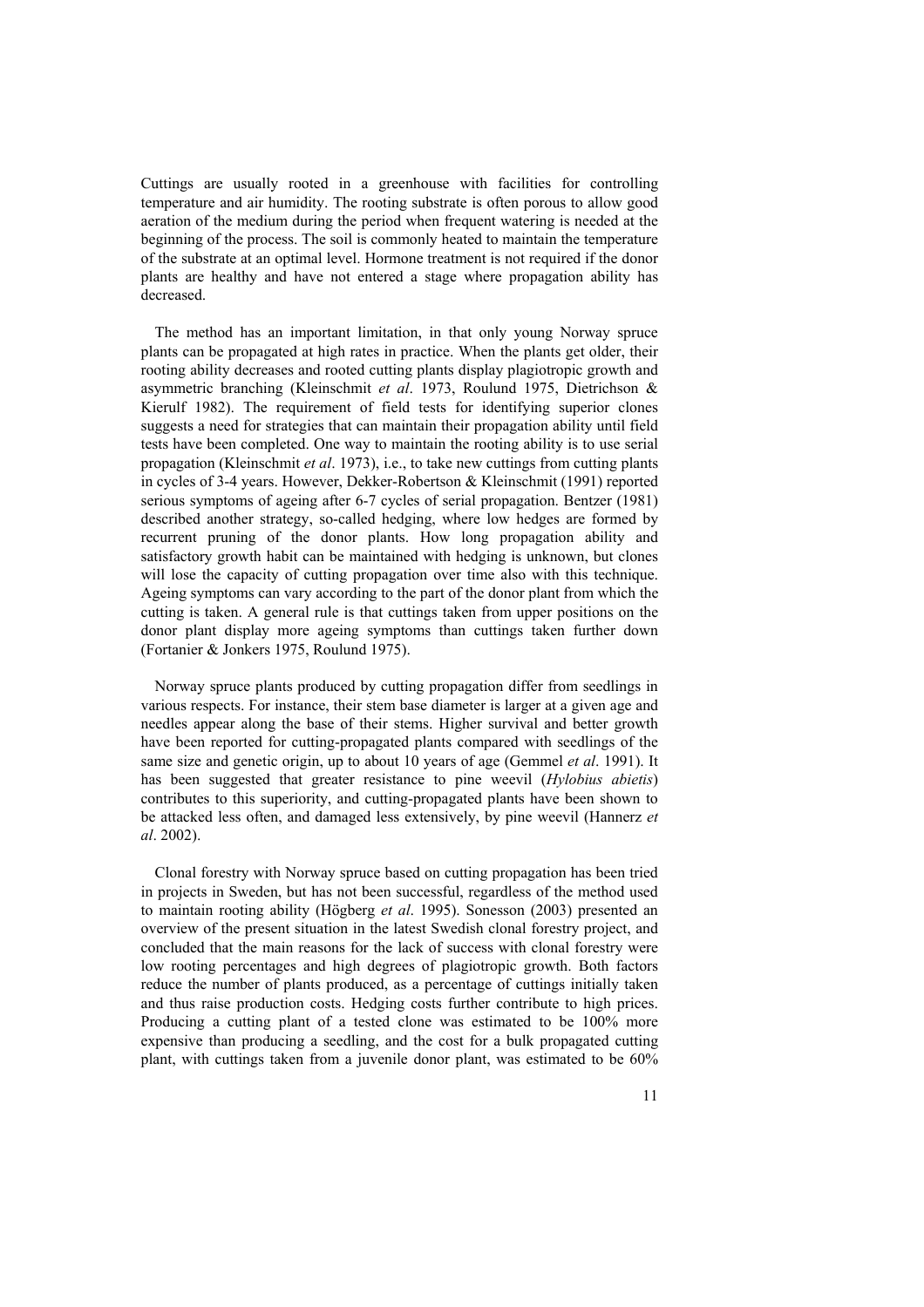Cuttings are usually rooted in a greenhouse with facilities for controlling temperature and air humidity. The rooting substrate is often porous to allow good aeration of the medium during the period when frequent watering is needed at the beginning of the process. The soil is commonly heated to maintain the temperature of the substrate at an optimal level. Hormone treatment is not required if the donor plants are healthy and have not entered a stage where propagation ability has decreased.

The method has an important limitation, in that only young Norway spruce plants can be propagated at high rates in practice. When the plants get older, their rooting ability decreases and rooted cutting plants display plagiotropic growth and asymmetric branching (Kleinschmit *et al*. 1973, Roulund 1975, Dietrichson & Kierulf 1982). The requirement of field tests for identifying superior clones suggests a need for strategies that can maintain their propagation ability until field tests have been completed. One way to maintain the rooting ability is to use serial propagation (Kleinschmit *et al*. 1973), i.e., to take new cuttings from cutting plants in cycles of 3-4 years. However, Dekker-Robertson & Kleinschmit (1991) reported serious symptoms of ageing after 6-7 cycles of serial propagation. Bentzer (1981) described another strategy, so-called hedging, where low hedges are formed by recurrent pruning of the donor plants. How long propagation ability and satisfactory growth habit can be maintained with hedging is unknown, but clones will lose the capacity of cutting propagation over time also with this technique. Ageing symptoms can vary according to the part of the donor plant from which the cutting is taken. A general rule is that cuttings taken from upper positions on the donor plant display more ageing symptoms than cuttings taken further down (Fortanier & Jonkers 1975, Roulund 1975).

Norway spruce plants produced by cutting propagation differ from seedlings in various respects. For instance, their stem base diameter is larger at a given age and needles appear along the base of their stems. Higher survival and better growth have been reported for cutting-propagated plants compared with seedlings of the same size and genetic origin, up to about 10 years of age (Gemmel *et al*. 1991). It has been suggested that greater resistance to pine weevil (*Hylobius abietis*) contributes to this superiority, and cutting-propagated plants have been shown to be attacked less often, and damaged less extensively, by pine weevil (Hannerz *et al*. 2002).

Clonal forestry with Norway spruce based on cutting propagation has been tried in projects in Sweden, but has not been successful, regardless of the method used to maintain rooting ability (Högberg *et al*. 1995). Sonesson (2003) presented an overview of the present situation in the latest Swedish clonal forestry project, and concluded that the main reasons for the lack of success with clonal forestry were low rooting percentages and high degrees of plagiotropic growth. Both factors reduce the number of plants produced, as a percentage of cuttings initially taken and thus raise production costs. Hedging costs further contribute to high prices. Producing a cutting plant of a tested clone was estimated to be 100% more expensive than producing a seedling, and the cost for a bulk propagated cutting plant, with cuttings taken from a juvenile donor plant, was estimated to be 60%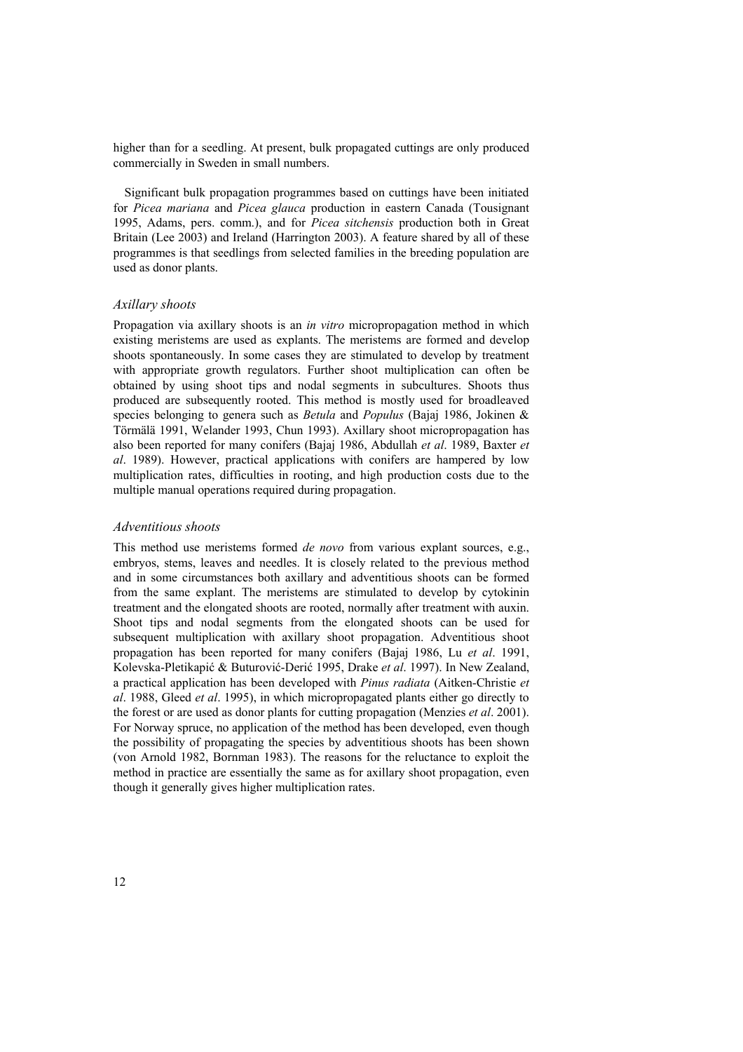higher than for a seedling. At present, bulk propagated cuttings are only produced commercially in Sweden in small numbers.

Significant bulk propagation programmes based on cuttings have been initiated for *Picea mariana* and *Picea glauca* production in eastern Canada (Tousignant 1995, Adams, pers. comm.), and for *Picea sitchensis* production both in Great Britain (Lee 2003) and Ireland (Harrington 2003). A feature shared by all of these programmes is that seedlings from selected families in the breeding population are used as donor plants.

### *Axillary shoots*

Propagation via axillary shoots is an *in vitro* micropropagation method in which existing meristems are used as explants. The meristems are formed and develop shoots spontaneously. In some cases they are stimulated to develop by treatment with appropriate growth regulators. Further shoot multiplication can often be obtained by using shoot tips and nodal segments in subcultures. Shoots thus produced are subsequently rooted. This method is mostly used for broadleaved species belonging to genera such as *Betula* and *Populus* (Bajaj 1986, Jokinen & Törmälä 1991, Welander 1993, Chun 1993). Axillary shoot micropropagation has also been reported for many conifers (Bajaj 1986, Abdullah *et al*. 1989, Baxter *et al*. 1989). However, practical applications with conifers are hampered by low multiplication rates, difficulties in rooting, and high production costs due to the multiple manual operations required during propagation.

### *Adventitious shoots*

This method use meristems formed *de novo* from various explant sources, e.g., embryos, stems, leaves and needles. It is closely related to the previous method and in some circumstances both axillary and adventitious shoots can be formed from the same explant. The meristems are stimulated to develop by cytokinin treatment and the elongated shoots are rooted, normally after treatment with auxin. Shoot tips and nodal segments from the elongated shoots can be used for subsequent multiplication with axillary shoot propagation. Adventitious shoot propagation has been reported for many conifers (Bajaj 1986, Lu *et al*. 1991, Kolevska-Pletikapić & Buturović-Derić 1995, Drake *et al*. 1997). In New Zealand, a practical application has been developed with *Pinus radiata* (Aitken-Christie *et al*. 1988, Gleed *et al*. 1995), in which micropropagated plants either go directly to the forest or are used as donor plants for cutting propagation (Menzies *et al*. 2001). For Norway spruce, no application of the method has been developed, even though the possibility of propagating the species by adventitious shoots has been shown (von Arnold 1982, Bornman 1983). The reasons for the reluctance to exploit the method in practice are essentially the same as for axillary shoot propagation, even though it generally gives higher multiplication rates.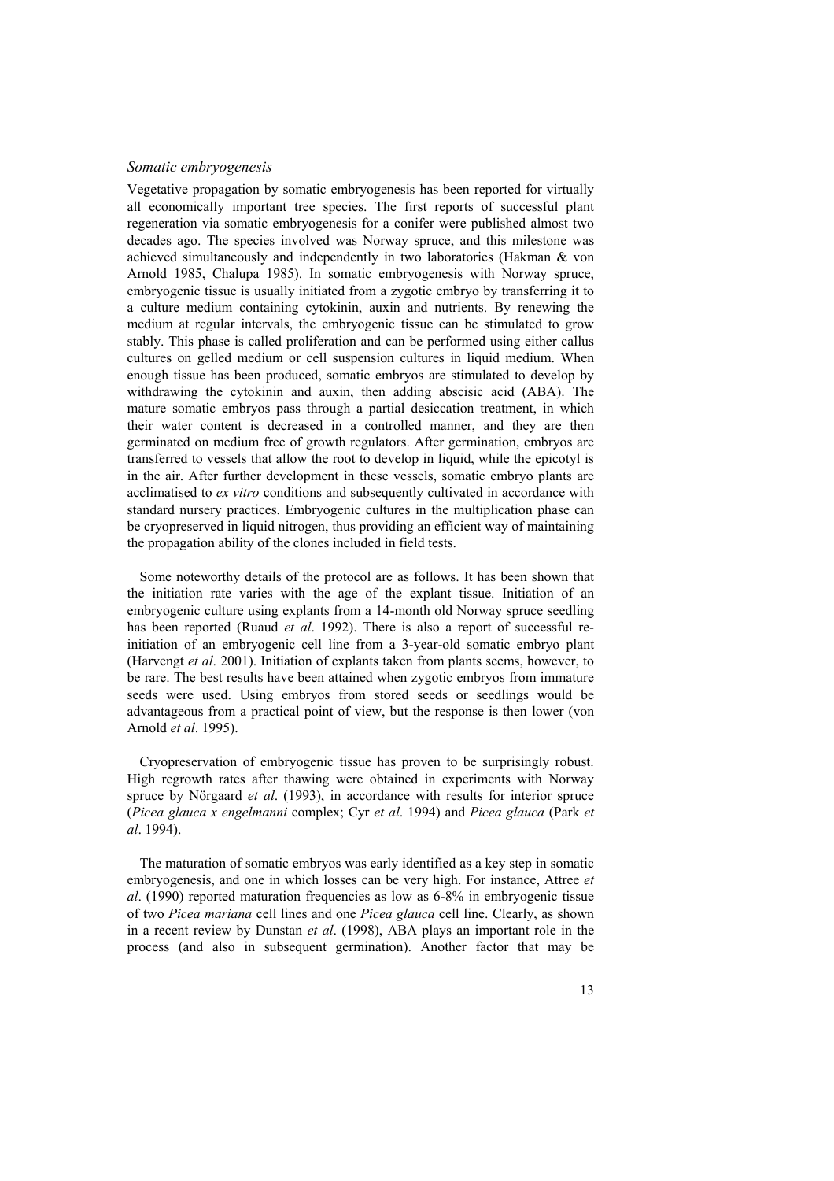### *Somatic embryogenesis*

Vegetative propagation by somatic embryogenesis has been reported for virtually all economically important tree species. The first reports of successful plant regeneration via somatic embryogenesis for a conifer were published almost two decades ago. The species involved was Norway spruce, and this milestone was achieved simultaneously and independently in two laboratories (Hakman & von Arnold 1985, Chalupa 1985). In somatic embryogenesis with Norway spruce, embryogenic tissue is usually initiated from a zygotic embryo by transferring it to a culture medium containing cytokinin, auxin and nutrients. By renewing the medium at regular intervals, the embryogenic tissue can be stimulated to grow stably. This phase is called proliferation and can be performed using either callus cultures on gelled medium or cell suspension cultures in liquid medium. When enough tissue has been produced, somatic embryos are stimulated to develop by withdrawing the cytokinin and auxin, then adding abscisic acid (ABA). The mature somatic embryos pass through a partial desiccation treatment, in which their water content is decreased in a controlled manner, and they are then germinated on medium free of growth regulators. After germination, embryos are transferred to vessels that allow the root to develop in liquid, while the epicotyl is in the air. After further development in these vessels, somatic embryo plants are acclimatised to *ex vitro* conditions and subsequently cultivated in accordance with standard nursery practices. Embryogenic cultures in the multiplication phase can be cryopreserved in liquid nitrogen, thus providing an efficient way of maintaining the propagation ability of the clones included in field tests.

Some noteworthy details of the protocol are as follows. It has been shown that the initiation rate varies with the age of the explant tissue. Initiation of an embryogenic culture using explants from a 14-month old Norway spruce seedling has been reported (Ruaud *et al*. 1992). There is also a report of successful re-initiation of an embryogenic cell line from a 3-year-old somatic embryo plant (Harvengt *et al*. 2001). Initiation of explants taken from plants seems, however, to be rare. The best results have been attained when zygotic embryos from immature seeds were used. Using embryos from stored seeds or seedlings would be advantageous from a practical point of view, but the response is then lower (von Arnold *et al*. 1995).

Cryopreservation of embryogenic tissue has proven to be surprisingly robust. High regrowth rates after thawing were obtained in experiments with Norway spruce by Nörgaard *et al*. (1993), in accordance with results for interior spruce (*Picea glauca x engelmanni* complex; Cyr *et al*. 1994) and *Picea glauca* (Park *et al*. 1994).

The maturation of somatic embryos was early identified as a key step in somatic embryogenesis, and one in which losses can be very high. For instance, Attree *et al*. (1990) reported maturation frequencies as low as 6-8% in embryogenic tissue of two *Picea mariana* cell lines and one *Picea glauca* cell line. Clearly, as shown in a recent review by Dunstan *et al*. (1998), ABA plays an important role in the process (and also in subsequent germination). Another factor that may be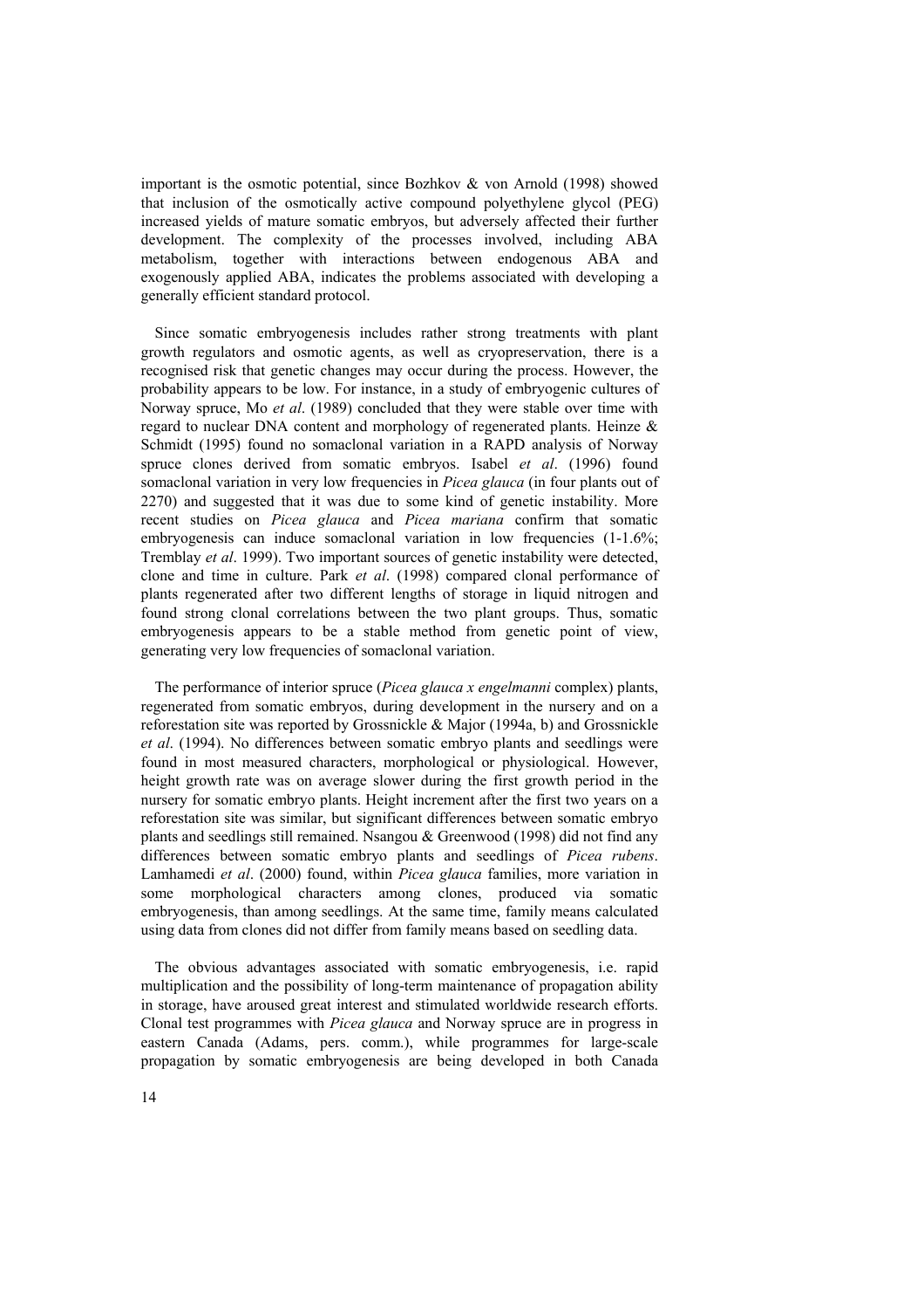important is the osmotic potential, since Bozhkov & von Arnold (1998) showed that inclusion of the osmotically active compound polyethylene glycol (PEG) increased yields of mature somatic embryos, but adversely affected their further development. The complexity of the processes involved, including ABA metabolism, together with interactions between endogenous ABA and exogenously applied ABA, indicates the problems associated with developing a generally efficient standard protocol.

Since somatic embryogenesis includes rather strong treatments with plant growth regulators and osmotic agents, as well as cryopreservation, there is a recognised risk that genetic changes may occur during the process. However, the probability appears to be low. For instance, in a study of embryogenic cultures of Norway spruce, Mo *et al*. (1989) concluded that they were stable over time with regard to nuclear DNA content and morphology of regenerated plants. Heinze & Schmidt (1995) found no somaclonal variation in a RAPD analysis of Norway spruce clones derived from somatic embryos. Isabel *et al*. (1996) found somaclonal variation in very low frequencies in *Picea glauca* (in four plants out of 2270) and suggested that it was due to some kind of genetic instability. More recent studies on *Picea glauca* and *Picea mariana* confirm that somatic embryogenesis can induce somaclonal variation in low frequencies (1-1.6%; Tremblay *et al*. 1999). Two important sources of genetic instability were detected, clone and time in culture. Park *et al*. (1998) compared clonal performance of plants regenerated after two different lengths of storage in liquid nitrogen and found strong clonal correlations between the two plant groups. Thus, somatic embryogenesis appears to be a stable method from genetic point of view, generating very low frequencies of somaclonal variation.

The performance of interior spruce (*Picea glauca x engelmanni* complex) plants, regenerated from somatic embryos, during development in the nursery and on a reforestation site was reported by Grossnickle & Major (1994a, b) and Grossnickle *et al*. (1994). No differences between somatic embryo plants and seedlings were found in most measured characters, morphological or physiological. However, height growth rate was on average slower during the first growth period in the nursery for somatic embryo plants. Height increment after the first two years on a reforestation site was similar, but significant differences between somatic embryo plants and seedlings still remained. Nsangou & Greenwood (1998) did not find any differences between somatic embryo plants and seedlings of *Picea rubens*. Lamhamedi *et al*. (2000) found, within *Picea glauca* families, more variation in some morphological characters among clones, produced via somatic embryogenesis, than among seedlings. At the same time, family means calculated using data from clones did not differ from family means based on seedling data.

The obvious advantages associated with somatic embryogenesis, i.e. rapid multiplication and the possibility of long-term maintenance of propagation ability in storage, have aroused great interest and stimulated worldwide research efforts. Clonal test programmes with *Picea glauca* and Norway spruce are in progress in eastern Canada (Adams, pers. comm.), while programmes for large-scale propagation by somatic embryogenesis are being developed in both Canada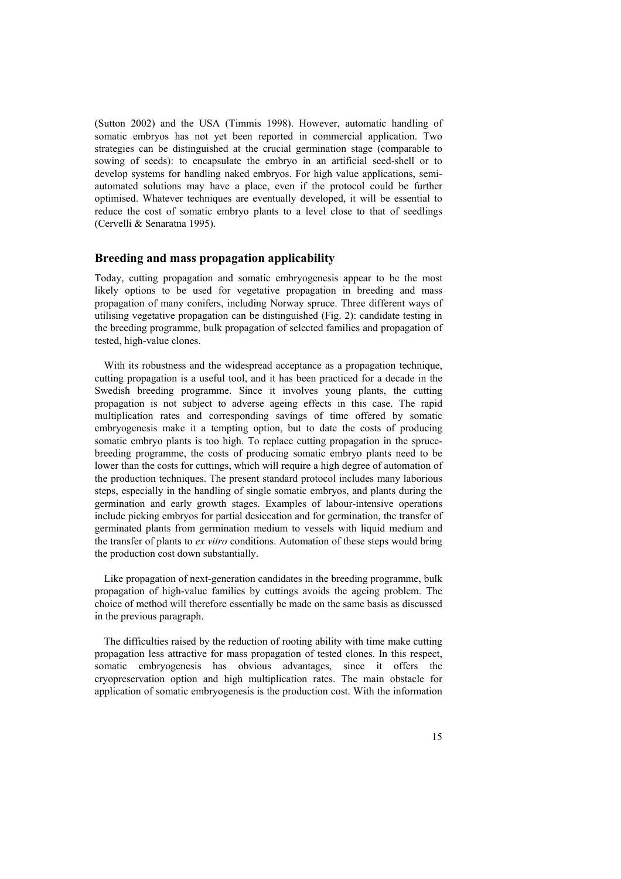(Sutton 2002) and the USA (Timmis 1998). However, automatic handling of somatic embryos has not yet been reported in commercial application. Two strategies can be distinguished at the crucial germination stage (comparable to sowing of seeds): to encapsulate the embryo in an artificial seed-shell or to develop systems for handling naked embryos. For high value applications, semi-automated solutions may have a place, even if the protocol could be further optimised. Whatever techniques are eventually developed, it will be essential to reduce the cost of somatic embryo plants to a level close to that of seedlings (Cervelli & Senaratna 1995).

## Breeding and mass propagation applicability

Today, cutting propagation and somatic embryogenesis appear to be the most likely options to be used for vegetative propagation in breeding and mass propagation of many conifers, including Norway spruce. Three different ways of utilising vegetative propagation can be distinguished (Fig. 2): candidate testing in the breeding programme, bulk propagation of selected families and propagation of tested, high-value clones.

With its robustness and the widespread acceptance as a propagation technique, cutting propagation is a useful tool, and it has been practiced for a decade in the Swedish breeding programme. Since it involves young plants, the cutting propagation is not subject to adverse ageing effects in this case. The rapid multiplication rates and corresponding savings of time offered by somatic embryogenesis make it a tempting option, but to date the costs of producing somatic embryo plants is too high. To replace cutting propagation in the spruce-breeding programme, the costs of producing somatic embryo plants need to be lower than the costs for cuttings, which will require a high degree of automation of the production techniques. The present standard protocol includes many laborious steps, especially in the handling of single somatic embryos, and plants during the germination and early growth stages. Examples of labour-intensive operations include picking embryos for partial desiccation and for germination, the transfer of germinated plants from germination medium to vessels with liquid medium and the transfer of plants to *ex vitro* conditions. Automation of these steps would bring the production cost down substantially.

Like propagation of next-generation candidates in the breeding programme, bulk propagation of high-value families by cuttings avoids the ageing problem. The choice of method will therefore essentially be made on the same basis as discussed in the previous paragraph.

The difficulties raised by the reduction of rooting ability with time make cutting propagation less attractive for mass propagation of tested clones. In this respect, somatic embryogenesis has obvious advantages, since it offers the cryopreservation option and high multiplication rates. The main obstacle for application of somatic embryogenesis is the production cost. With the information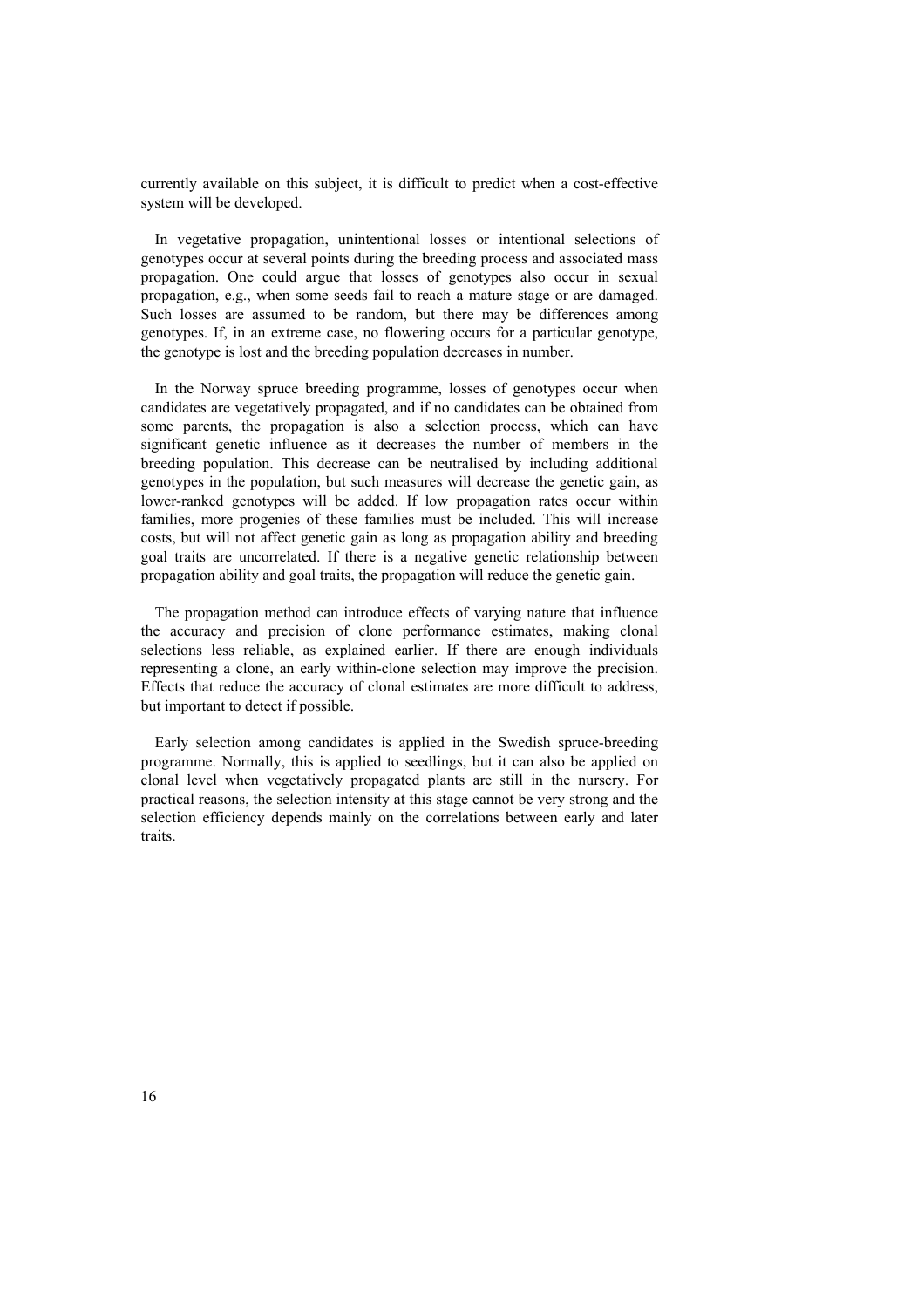currently available on this subject, it is difficult to predict when a cost-effective system will be developed.

In vegetative propagation, unintentional losses or intentional selections of genotypes occur at several points during the breeding process and associated mass propagation. One could argue that losses of genotypes also occur in sexual propagation, e.g., when some seeds fail to reach a mature stage or are damaged. Such losses are assumed to be random, but there may be differences among genotypes. If, in an extreme case, no flowering occurs for a particular genotype, the genotype is lost and the breeding population decreases in number.

In the Norway spruce breeding programme, losses of genotypes occur when candidates are vegetatively propagated, and if no candidates can be obtained from some parents, the propagation is also a selection process, which can have significant genetic influence as it decreases the number of members in the breeding population. This decrease can be neutralised by including additional genotypes in the population, but such measures will decrease the genetic gain, as lower-ranked genotypes will be added. If low propagation rates occur within families, more progenies of these families must be included. This will increase costs, but will not affect genetic gain as long as propagation ability and breeding goal traits are uncorrelated. If there is a negative genetic relationship between propagation ability and goal traits, the propagation will reduce the genetic gain.

The propagation method can introduce effects of varying nature that influence the accuracy and precision of clone performance estimates, making clonal selections less reliable, as explained earlier. If there are enough individuals representing a clone, an early within-clone selection may improve the precision. Effects that reduce the accuracy of clonal estimates are more difficult to address, but important to detect if possible.

Early selection among candidates is applied in the Swedish spruce-breeding programme. Normally, this is applied to seedlings, but it can also be applied on clonal level when vegetatively propagated plants are still in the nursery. For practical reasons, the selection intensity at this stage cannot be very strong and the selection efficiency depends mainly on the correlations between early and later traits.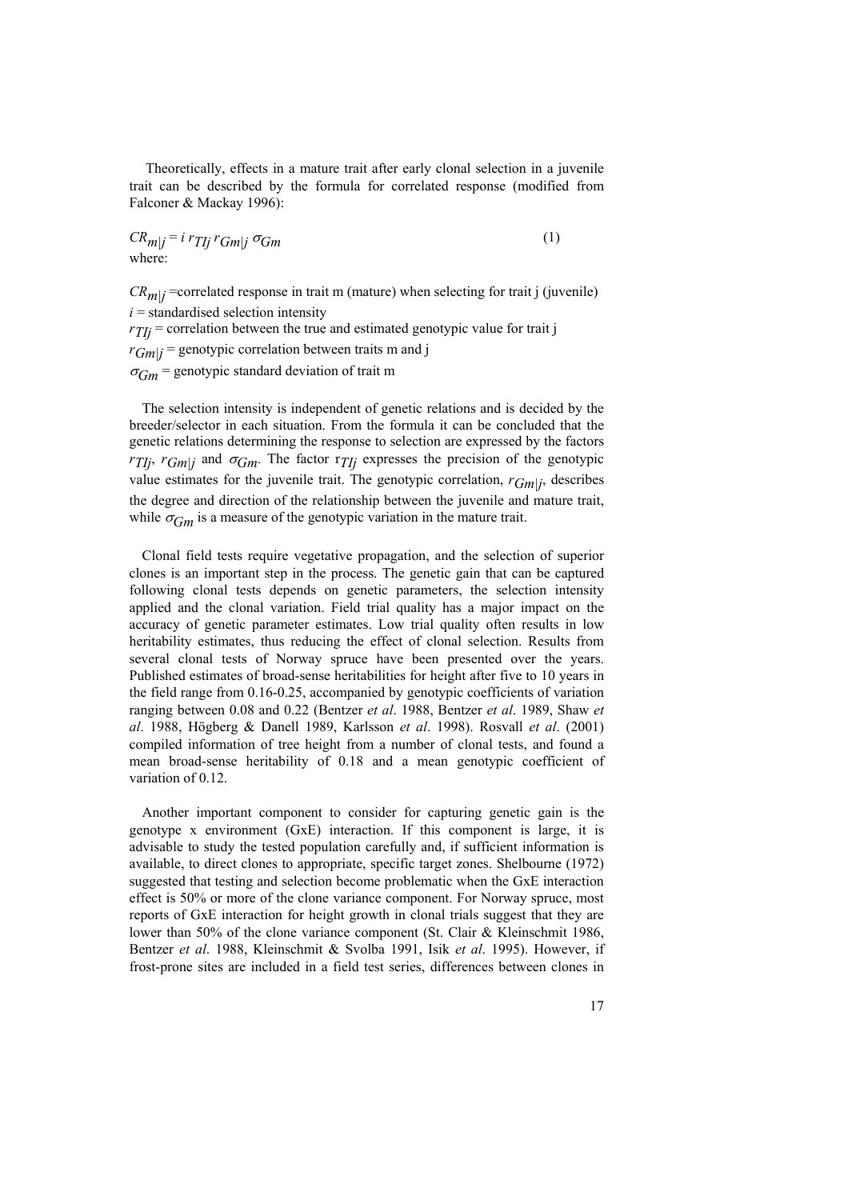Theoretically, effects in a mature trait after early clonal selection in a juvenile trait can be described by the formula for correlated response (modified from Falconer & Mackay 1996):

$$CR_{m|j} = i \, r_{TIj} \, r_{Gm|j} \, \sigma_{Gm} \tag{1}$$

where:

$CR_{m|j}$ =correlated response in trait m (mature) when selecting for trait j (juvenile)

$i$ = standardised selection intensity

$r_{TIj}$ = correlation between the true and estimated genotypic value for trait j

$r_{Gm|j}$ = genotypic correlation between traits m and j

$\sigma_{Gm}$ = genotypic standard deviation of trait m

The selection intensity is independent of genetic relations and is decided by the breeder/selector in each situation. From the formula it can be concluded that the genetic relations determining the response to selection are expressed by the factors $r_{TIj}$, $r_{Gm|j}$ and $\sigma_{Gm}$. The factor $r_{TIj}$ expresses the precision of the genotypic value estimates for the juvenile trait. The genotypic correlation, $r_{Gm|j}$, describes the degree and direction of the relationship between the juvenile and mature trait, while $\sigma_{Gm}$ is a measure of the genotypic variation in the mature trait.

Clonal field tests require vegetative propagation, and the selection of superior clones is an important step in the process. The genetic gain that can be captured following clonal tests depends on genetic parameters, the selection intensity applied and the clonal variation. Field trial quality has a major impact on the accuracy of genetic parameter estimates. Low trial quality often results in low heritability estimates, thus reducing the effect of clonal selection. Results from several clonal tests of Norway spruce have been presented over the years. Published estimates of broad-sense heritabilities for height after five to 10 years in the field range from 0.16-0.25, accompanied by genotypic coefficients of variation ranging between 0.08 and 0.22 (Bentzer *et al*. 1988, Bentzer *et al*. 1989, Shaw *et al*. 1988, Högberg & Danell 1989, Karlsson *et al*. 1998). Rosvall *et al*. (2001) compiled information of tree height from a number of clonal tests, and found a mean broad-sense heritability of 0.18 and a mean genotypic coefficient of variation of 0.12.

Another important component to consider for capturing genetic gain is the genotype x environment (GxE) interaction. If this component is large, it is advisable to study the tested population carefully and, if sufficient information is available, to direct clones to appropriate, specific target zones. Shelbourne (1972) suggested that testing and selection become problematic when the GxE interaction effect is 50% or more of the clone variance component. For Norway spruce, most reports of GxE interaction for height growth in clonal trials suggest that they are lower than 50% of the clone variance component (St. Clair & Kleinschmit 1986, Bentzer *et al*. 1988, Kleinschmit & Svolba 1991, Isik *et al*. 1995). However, if frost-prone sites are included in a field test series, differences between clones in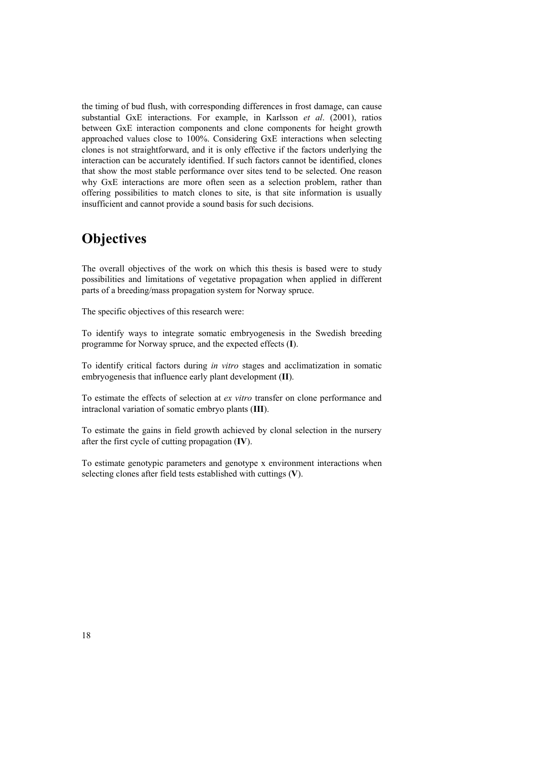the timing of bud flush, with corresponding differences in frost damage, can cause substantial GxE interactions. For example, in Karlsson *et al*. (2001), ratios between GxE interaction components and clone components for height growth approached values close to 100%. Considering GxE interactions when selecting clones is not straightforward, and it is only effective if the factors underlying the interaction can be accurately identified. If such factors cannot be identified, clones that show the most stable performance over sites tend to be selected. One reason why GxE interactions are more often seen as a selection problem, rather than offering possibilities to match clones to site, is that site information is usually insufficient and cannot provide a sound basis for such decisions.

# Objectives

The overall objectives of the work on which this thesis is based were to study possibilities and limitations of vegetative propagation when applied in different parts of a breeding/mass propagation system for Norway spruce.

The specific objectives of this research were:

To identify ways to integrate somatic embryogenesis in the Swedish breeding programme for Norway spruce, and the expected effects (**I**).

To identify critical factors during *in vitro* stages and acclimatization in somatic embryogenesis that influence early plant development (**II**).

To estimate the effects of selection at *ex vitro* transfer on clone performance and intraclonal variation of somatic embryo plants (**III**).

To estimate the gains in field growth achieved by clonal selection in the nursery after the first cycle of cutting propagation (**IV**).

To estimate genotypic parameters and genotype x environment interactions when selecting clones after field tests established with cuttings (**V**).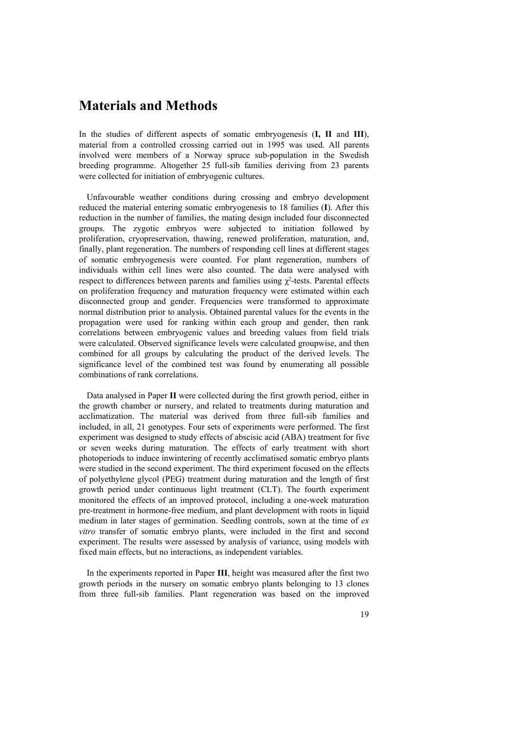# Materials and Methods

In the studies of different aspects of somatic embryogenesis (**I, II** and **III**), material from a controlled crossing carried out in 1995 was used. All parents involved were members of a Norway spruce sub-population in the Swedish breeding programme. Altogether 25 full-sib families deriving from 23 parents were collected for initiation of embryogenic cultures.

Unfavourable weather conditions during crossing and embryo development reduced the material entering somatic embryogenesis to 18 families (**I**). After this reduction in the number of families, the mating design included four disconnected groups. The zygotic embryos were subjected to initiation followed by proliferation, cryopreservation, thawing, renewed proliferation, maturation, and, finally, plant regeneration. The numbers of responding cell lines at different stages of somatic embryogenesis were counted. For plant regeneration, numbers of individuals within cell lines were also counted. The data were analysed with respect to differences between parents and families using $\chi^2$-tests. Parental effects on proliferation frequency and maturation frequency were estimated within each disconnected group and gender. Frequencies were transformed to approximate normal distribution prior to analysis. Obtained parental values for the events in the propagation were used for ranking within each group and gender, then rank correlations between embryogenic values and breeding values from field trials were calculated. Observed significance levels were calculated groupwise, and then combined for all groups by calculating the product of the derived levels. The significance level of the combined test was found by enumerating all possible combinations of rank correlations.

Data analysed in Paper **II** were collected during the first growth period, either in the growth chamber or nursery, and related to treatments during maturation and acclimatization. The material was derived from three full-sib families and included, in all, 21 genotypes. Four sets of experiments were performed. The first experiment was designed to study effects of abscisic acid (ABA) treatment for five or seven weeks during maturation. The effects of early treatment with short photoperiods to induce inwintering of recently acclimatised somatic embryo plants were studied in the second experiment. The third experiment focused on the effects of polyethylene glycol (PEG) treatment during maturation and the length of first growth period under continuous light treatment (CLT). The fourth experiment monitored the effects of an improved protocol, including a one-week maturation pre-treatment in hormone-free medium, and plant development with roots in liquid medium in later stages of germination. Seedling controls, sown at the time of *ex vitro* transfer of somatic embryo plants, were included in the first and second experiment. The results were assessed by analysis of variance, using models with fixed main effects, but no interactions, as independent variables.

In the experiments reported in Paper **III**, height was measured after the first two growth periods in the nursery on somatic embryo plants belonging to 13 clones from three full-sib families. Plant regeneration was based on the improved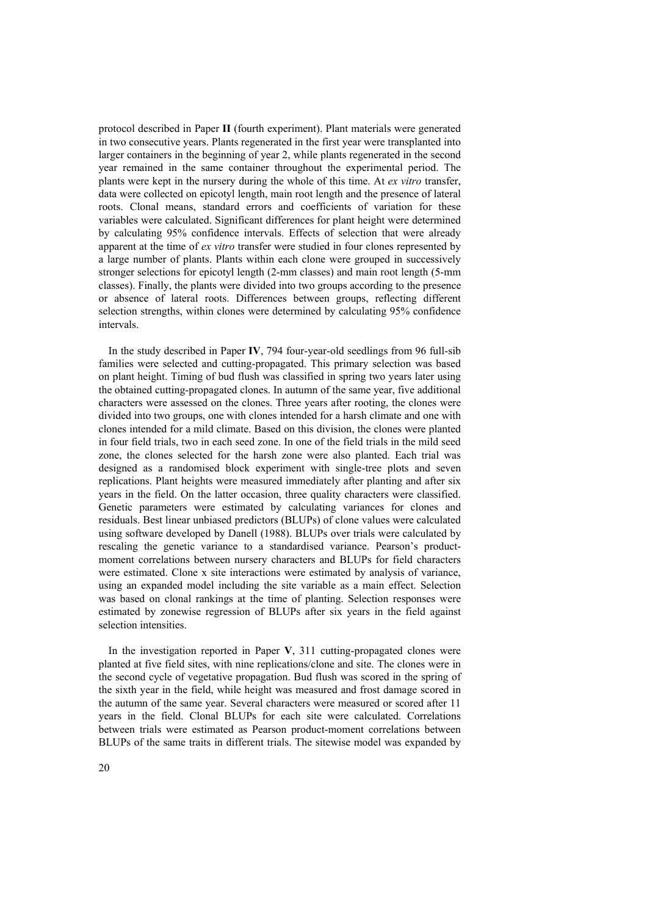protocol described in Paper **II** (fourth experiment). Plant materials were generated in two consecutive years. Plants regenerated in the first year were transplanted into larger containers in the beginning of year 2, while plants regenerated in the second year remained in the same container throughout the experimental period. The plants were kept in the nursery during the whole of this time. At *ex vitro* transfer, data were collected on epicotyl length, main root length and the presence of lateral roots. Clonal means, standard errors and coefficients of variation for these variables were calculated. Significant differences for plant height were determined by calculating 95% confidence intervals. Effects of selection that were already apparent at the time of *ex vitro* transfer were studied in four clones represented by a large number of plants. Plants within each clone were grouped in successively stronger selections for epicotyl length (2-mm classes) and main root length (5-mm classes). Finally, the plants were divided into two groups according to the presence or absence of lateral roots. Differences between groups, reflecting different selection strengths, within clones were determined by calculating 95% confidence intervals.

In the study described in Paper **IV**, 794 four-year-old seedlings from 96 full-sib families were selected and cutting-propagated. This primary selection was based on plant height. Timing of bud flush was classified in spring two years later using the obtained cutting-propagated clones. In autumn of the same year, five additional characters were assessed on the clones. Three years after rooting, the clones were divided into two groups, one with clones intended for a harsh climate and one with clones intended for a mild climate. Based on this division, the clones were planted in four field trials, two in each seed zone. In one of the field trials in the mild seed zone, the clones selected for the harsh zone were also planted. Each trial was designed as a randomised block experiment with single-tree plots and seven replications. Plant heights were measured immediately after planting and after six years in the field. On the latter occasion, three quality characters were classified. Genetic parameters were estimated by calculating variances for clones and residuals. Best linear unbiased predictors (BLUPs) of clone values were calculated using software developed by Danell (1988). BLUPs over trials were calculated by rescaling the genetic variance to a standardised variance. Pearson's product-moment correlations between nursery characters and BLUPs for field characters were estimated. Clone x site interactions were estimated by analysis of variance, using an expanded model including the site variable as a main effect. Selection was based on clonal rankings at the time of planting. Selection responses were estimated by zonewise regression of BLUPs after six years in the field against selection intensities.

In the investigation reported in Paper **V**, 311 cutting-propagated clones were planted at five field sites, with nine replications/clone and site. The clones were in the second cycle of vegetative propagation. Bud flush was scored in the spring of the sixth year in the field, while height was measured and frost damage scored in the autumn of the same year. Several characters were measured or scored after 11 years in the field. Clonal BLUPs for each site were calculated. Correlations between trials were estimated as Pearson product-moment correlations between BLUPs of the same traits in different trials. The sitewise model was expanded by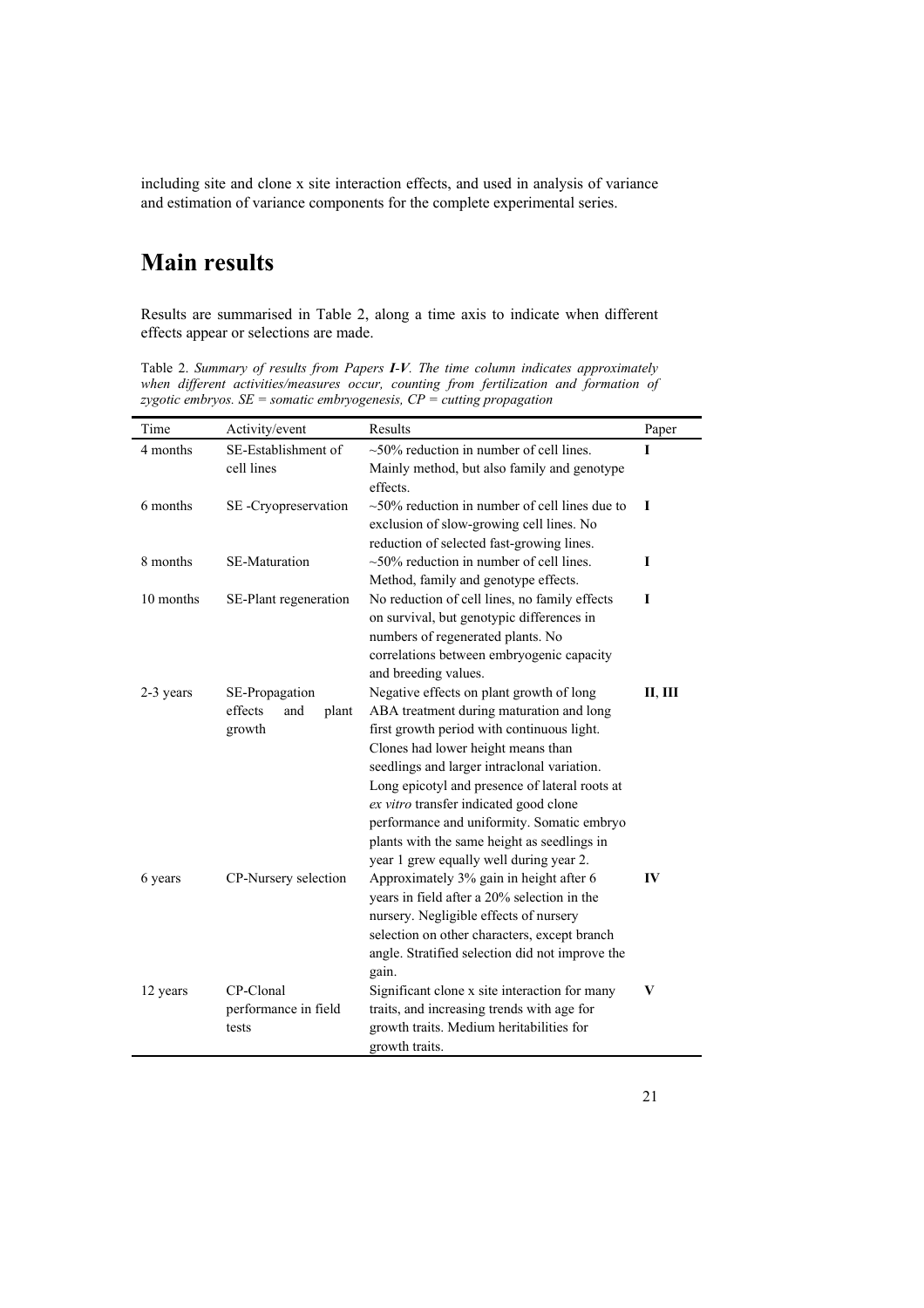including site and clone x site interaction effects, and used in analysis of variance and estimation of variance components for the complete experimental series.

# Main results

Results are summarised in Table 2, along a time axis to indicate when different effects appear or selections are made.

Table 2. *Summary of results from Papers **I-V**. The time column indicates approximately when different activities/measures occur, counting from fertilization and formation of zygotic embryos. SE = somatic embryogenesis, CP = cutting propagation*

| Time | Activity/event | Results | Paper |
|---|---|---|---|
| 4 months | SE-Establishment of cell lines | ~50% reduction in number of cell lines. Mainly method, but also family and genotype effects. | **I** |
| 6 months | SE -Cryopreservation | ~50% reduction in number of cell lines due to exclusion of slow-growing cell lines. No reduction of selected fast-growing lines. | **I** |
| 8 months | SE-Maturation | ~50% reduction in number of cell lines. Method, family and genotype effects. | **I** |
| 10 months | SE-Plant regeneration | No reduction of cell lines, no family effects on survival, but genotypic differences in numbers of regenerated plants. No correlations between embryogenic capacity and breeding values. | **I** |
| 2-3 years | SE-Propagation effects and plant growth | Negative effects on plant growth of long ABA treatment during maturation and long first growth period with continuous light. Clones had lower height means than seedlings and larger intraclonal variation. Long epicotyl and presence of lateral roots at *ex vitro* transfer indicated good clone performance and uniformity. Somatic embryo plants with the same height as seedlings in year 1 grew equally well during year 2. | **II**, **III** |
| 6 years | CP-Nursery selection | Approximately 3% gain in height after 6 years in field after a 20% selection in the nursery. Negligible effects of nursery selection on other characters, except branch angle. Stratified selection did not improve the gain. | **IV** |
| 12 years | CP-Clonal performance in field tests | Significant clone x site interaction for many traits, and increasing trends with age for growth traits. Medium heritabilities for growth traits. | **V** |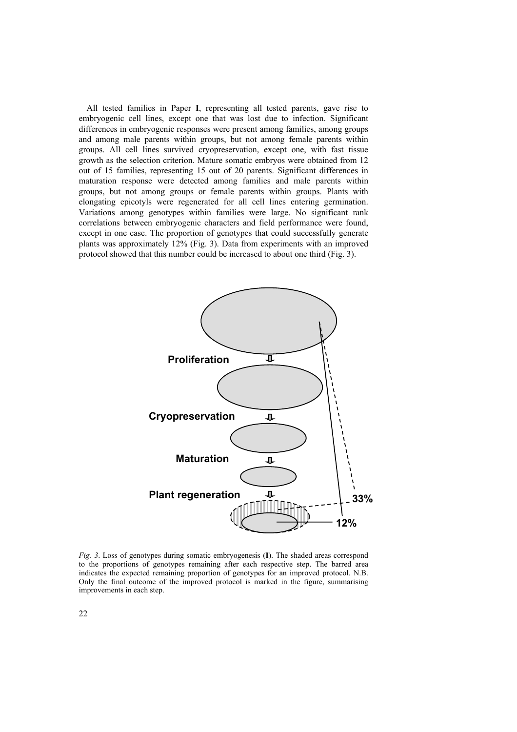All tested families in Paper **I**, representing all tested parents, gave rise to embryogenic cell lines, except one that was lost due to infection. Significant differences in embryogenic responses were present among families, among groups and among male parents within groups, but not among female parents within groups. All cell lines survived cryopreservation, except one, with fast tissue growth as the selection criterion. Mature somatic embryos were obtained from 12 out of 15 families, representing 15 out of 20 parents. Significant differences in maturation response were detected among families and male parents within groups, but not among groups or female parents within groups. Plants with elongating epicotyls were regenerated for all cell lines entering germination. Variations among genotypes within families were large. No significant rank correlations between embryogenic characters and field performance were found, except in one case. The proportion of genotypes that could successfully generate plants was approximately 12% (Fig. 3). Data from experiments with an improved protocol showed that this number could be increased to about one third (Fig. 3).

**Proliferation**

**Cryopreservation**

**Maturation**

**Plant regeneration**

**33%**

**12%**

*Fig. 3*. Loss of genotypes during somatic embryogenesis (**I**). The shaded areas correspond to the proportions of genotypes remaining after each respective step. The barred area indicates the expected remaining proportion of genotypes for an improved protocol. N.B. Only the final outcome of the improved protocol is marked in the figure, summarising improvements in each step.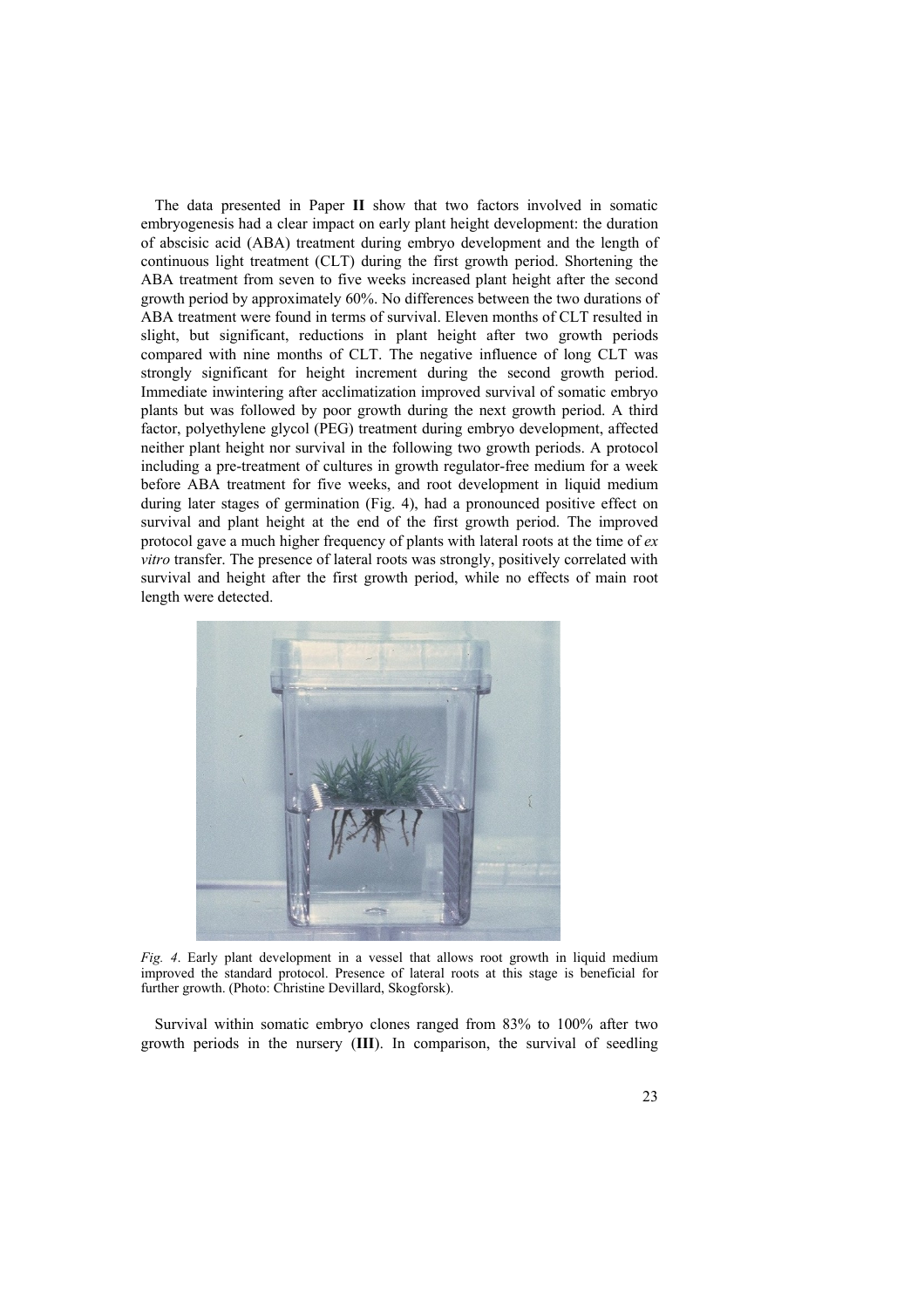The data presented in Paper **II** show that two factors involved in somatic embryogenesis had a clear impact on early plant height development: the duration of abscisic acid (ABA) treatment during embryo development and the length of continuous light treatment (CLT) during the first growth period. Shortening the ABA treatment from seven to five weeks increased plant height after the second growth period by approximately 60%. No differences between the two durations of ABA treatment were found in terms of survival. Eleven months of CLT resulted in slight, but significant, reductions in plant height after two growth periods compared with nine months of CLT. The negative influence of long CLT was strongly significant for height increment during the second growth period. Immediate inwintering after acclimatization improved survival of somatic embryo plants but was followed by poor growth during the next growth period. A third factor, polyethylene glycol (PEG) treatment during embryo development, affected neither plant height nor survival in the following two growth periods. A protocol including a pre-treatment of cultures in growth regulator-free medium for a week before ABA treatment for five weeks, and root development in liquid medium during later stages of germination (Fig. 4), had a pronounced positive effect on survival and plant height at the end of the first growth period. The improved protocol gave a much higher frequency of plants with lateral roots at the time of *ex vitro* transfer. The presence of lateral roots was strongly, positively correlated with survival and height after the first growth period, while no effects of main root length were detected.

*Fig. 4*. Early plant development in a vessel that allows root growth in liquid medium improved the standard protocol. Presence of lateral roots at this stage is beneficial for further growth. (Photo: Christine Devillard, Skogforsk).

Survival within somatic embryo clones ranged from 83% to 100% after two growth periods in the nursery (**III**). In comparison, the survival of seedling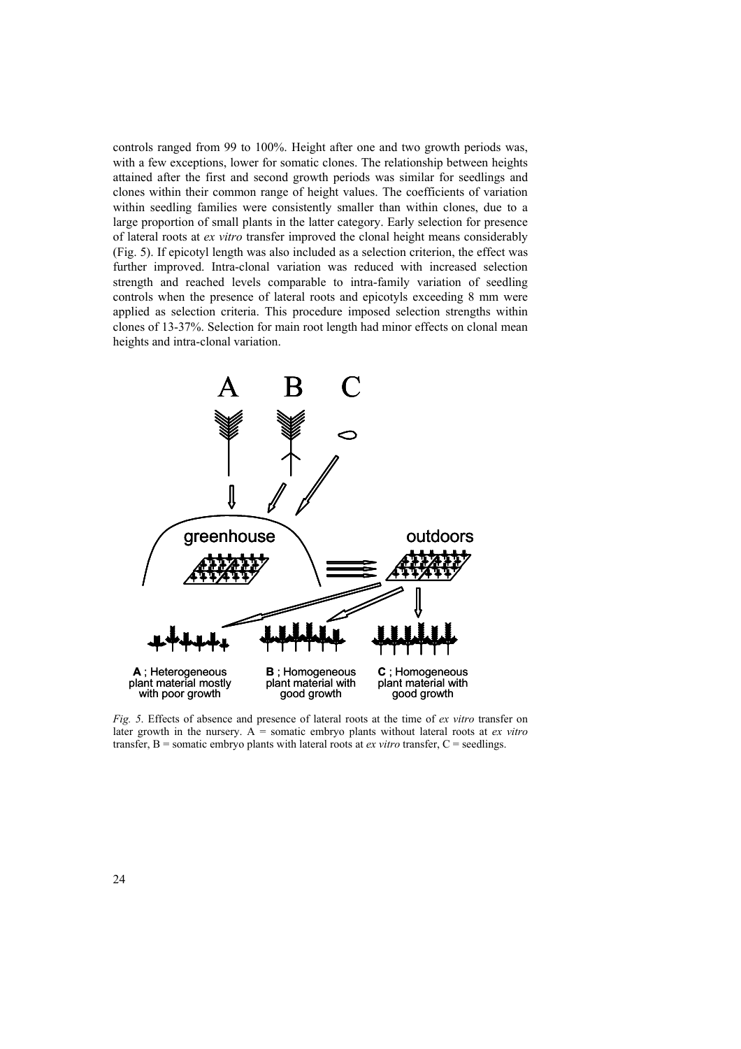controls ranged from 99 to 100%. Height after one and two growth periods was, with a few exceptions, lower for somatic clones. The relationship between heights attained after the first and second growth periods was similar for seedlings and clones within their common range of height values. The coefficients of variation within seedling families were consistently smaller than within clones, due to a large proportion of small plants in the latter category. Early selection for presence of lateral roots at *ex vitro* transfer improved the clonal height means considerably (Fig. 5). If epicotyl length was also included as a selection criterion, the effect was further improved. Intra-clonal variation was reduced with increased selection strength and reached levels comparable to intra-family variation of seedling controls when the presence of lateral roots and epicotyls exceeding 8 mm were applied as selection criteria. This procedure imposed selection strengths within clones of 13-37%. Selection for main root length had minor effects on clonal mean heights and intra-clonal variation.

A B C

greenhouse

outdoors

**A** ; Heterogeneous plant material mostly with poor growth

**B** ; Homogeneous plant material with good growth

**C** ; Homogeneous plant material with good growth

*Fig. 5.* Effects of absence and presence of lateral roots at the time of *ex vitro* transfer on later growth in the nursery. A = somatic embryo plants without lateral roots at *ex vitro* transfer, B = somatic embryo plants with lateral roots at *ex vitro* transfer, C = seedlings.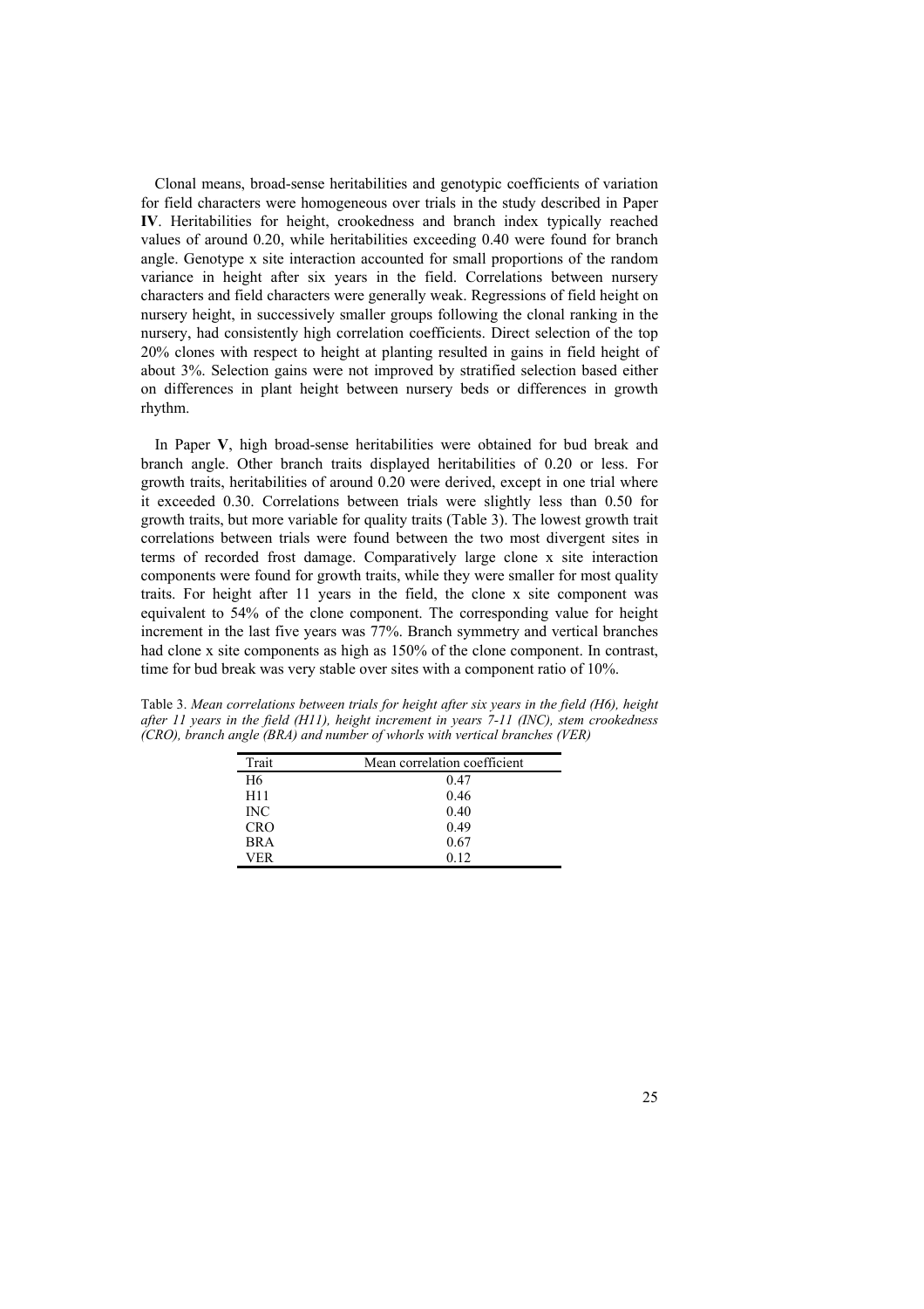Clonal means, broad-sense heritabilities and genotypic coefficients of variation for field characters were homogeneous over trials in the study described in Paper **IV**. Heritabilities for height, crookedness and branch index typically reached values of around 0.20, while heritabilities exceeding 0.40 were found for branch angle. Genotype x site interaction accounted for small proportions of the random variance in height after six years in the field. Correlations between nursery characters and field characters were generally weak. Regressions of field height on nursery height, in successively smaller groups following the clonal ranking in the nursery, had consistently high correlation coefficients. Direct selection of the top 20% clones with respect to height at planting resulted in gains in field height of about 3%. Selection gains were not improved by stratified selection based either on differences in plant height between nursery beds or differences in growth rhythm.

In Paper **V**, high broad-sense heritabilities were obtained for bud break and branch angle. Other branch traits displayed heritabilities of 0.20 or less. For growth traits, heritabilities of around 0.20 were derived, except in one trial where it exceeded 0.30. Correlations between trials were slightly less than 0.50 for growth traits, but more variable for quality traits (Table 3). The lowest growth trait correlations between trials were found between the two most divergent sites in terms of recorded frost damage. Comparatively large clone x site interaction components were found for growth traits, while they were smaller for most quality traits. For height after 11 years in the field, the clone x site component was equivalent to 54% of the clone component. The corresponding value for height increment in the last five years was 77%. Branch symmetry and vertical branches had clone x site components as high as 150% of the clone component. In contrast, time for bud break was very stable over sites with a component ratio of 10%.

Table 3. *Mean correlations between trials for height after six years in the field (H6), height after 11 years in the field (H11), height increment in years 7-11 (INC), stem crookedness (CRO), branch angle (BRA) and number of whorls with vertical branches (VER)*

| Trait | Mean correlation coefficient |
|---|---|
| H6 | 0.47 |
| H11 | 0.46 |
| INC | 0.40 |
| CRO | 0.49 |
| BRA | 0.67 |
| VER | 0.12 |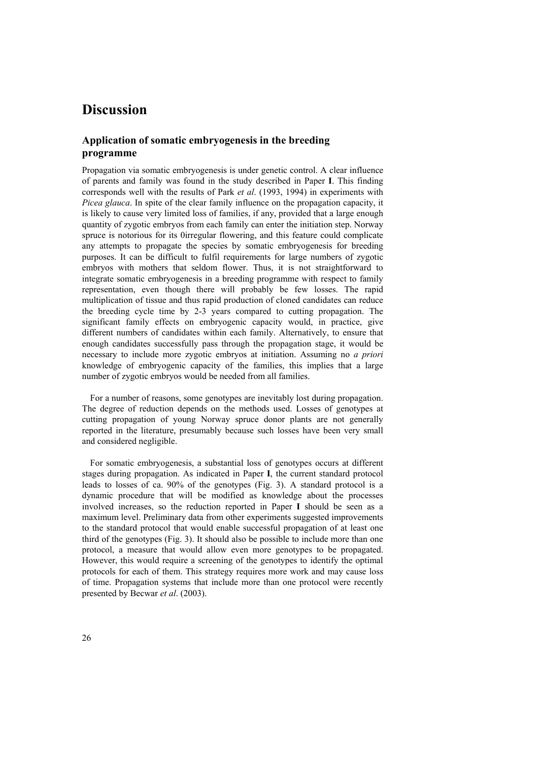# Discussion

## Application of somatic embryogenesis in the breeding programme

Propagation via somatic embryogenesis is under genetic control. A clear influence of parents and family was found in the study described in Paper **I**. This finding corresponds well with the results of Park *et al*. (1993, 1994) in experiments with *Picea glauca*. In spite of the clear family influence on the propagation capacity, it is likely to cause very limited loss of families, if any, provided that a large enough quantity of zygotic embryos from each family can enter the initiation step. Norway spruce is notorious for its 0irregular flowering, and this feature could complicate any attempts to propagate the species by somatic embryogenesis for breeding purposes. It can be difficult to fulfil requirements for large numbers of zygotic embryos with mothers that seldom flower. Thus, it is not straightforward to integrate somatic embryogenesis in a breeding programme with respect to family representation, even though there will probably be few losses. The rapid multiplication of tissue and thus rapid production of cloned candidates can reduce the breeding cycle time by 2-3 years compared to cutting propagation. The significant family effects on embryogenic capacity would, in practice, give different numbers of candidates within each family. Alternatively, to ensure that enough candidates successfully pass through the propagation stage, it would be necessary to include more zygotic embryos at initiation. Assuming no *a priori* knowledge of embryogenic capacity of the families, this implies that a large number of zygotic embryos would be needed from all families.

For a number of reasons, some genotypes are inevitably lost during propagation. The degree of reduction depends on the methods used. Losses of genotypes at cutting propagation of young Norway spruce donor plants are not generally reported in the literature, presumably because such losses have been very small and considered negligible.

For somatic embryogenesis, a substantial loss of genotypes occurs at different stages during propagation. As indicated in Paper **I**, the current standard protocol leads to losses of ca. 90% of the genotypes (Fig. 3). A standard protocol is a dynamic procedure that will be modified as knowledge about the processes involved increases, so the reduction reported in Paper **I** should be seen as a maximum level. Preliminary data from other experiments suggested improvements to the standard protocol that would enable successful propagation of at least one third of the genotypes (Fig. 3). It should also be possible to include more than one protocol, a measure that would allow even more genotypes to be propagated. However, this would require a screening of the genotypes to identify the optimal protocols for each of them. This strategy requires more work and may cause loss of time. Propagation systems that include more than one protocol were recently presented by Becwar *et al*. (2003).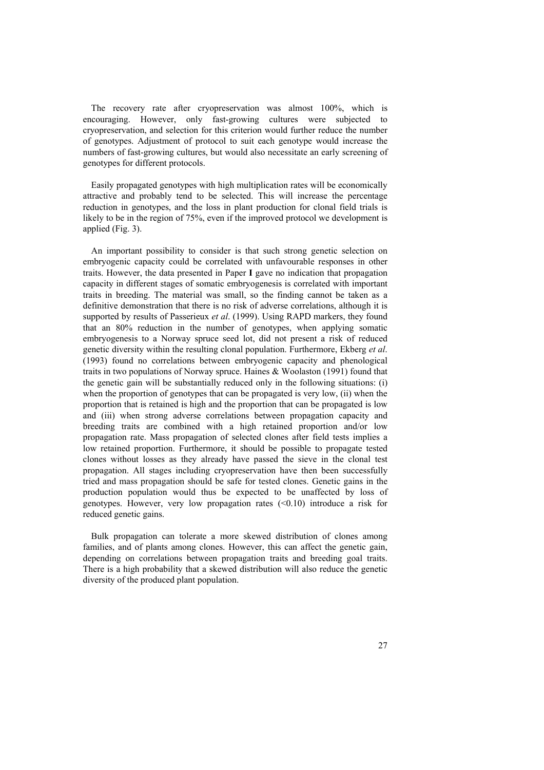The recovery rate after cryopreservation was almost 100%, which is encouraging. However, only fast-growing cultures were subjected to cryopreservation, and selection for this criterion would further reduce the number of genotypes. Adjustment of protocol to suit each genotype would increase the numbers of fast-growing cultures, but would also necessitate an early screening of genotypes for different protocols.

Easily propagated genotypes with high multiplication rates will be economically attractive and probably tend to be selected. This will increase the percentage reduction in genotypes, and the loss in plant production for clonal field trials is likely to be in the region of 75%, even if the improved protocol we development is applied (Fig. 3).

An important possibility to consider is that such strong genetic selection on embryogenic capacity could be correlated with unfavourable responses in other traits. However, the data presented in Paper **I** gave no indication that propagation capacity in different stages of somatic embryogenesis is correlated with important traits in breeding. The material was small, so the finding cannot be taken as a definitive demonstration that there is no risk of adverse correlations, although it is supported by results of Passerieux *et al*. (1999). Using RAPD markers, they found that an 80% reduction in the number of genotypes, when applying somatic embryogenesis to a Norway spruce seed lot, did not present a risk of reduced genetic diversity within the resulting clonal population. Furthermore, Ekberg *et al*. (1993) found no correlations between embryogenic capacity and phenological traits in two populations of Norway spruce. Haines & Woolaston (1991) found that the genetic gain will be substantially reduced only in the following situations: (i) when the proportion of genotypes that can be propagated is very low, (ii) when the proportion that is retained is high and the proportion that can be propagated is low and (iii) when strong adverse correlations between propagation capacity and breeding traits are combined with a high retained proportion and/or low propagation rate. Mass propagation of selected clones after field tests implies a low retained proportion. Furthermore, it should be possible to propagate tested clones without losses as they already have passed the sieve in the clonal test propagation. All stages including cryopreservation have then been successfully tried and mass propagation should be safe for tested clones. Genetic gains in the production population would thus be expected to be unaffected by loss of genotypes. However, very low propagation rates (<0.10) introduce a risk for reduced genetic gains.

Bulk propagation can tolerate a more skewed distribution of clones among families, and of plants among clones. However, this can affect the genetic gain, depending on correlations between propagation traits and breeding goal traits. There is a high probability that a skewed distribution will also reduce the genetic diversity of the produced plant population.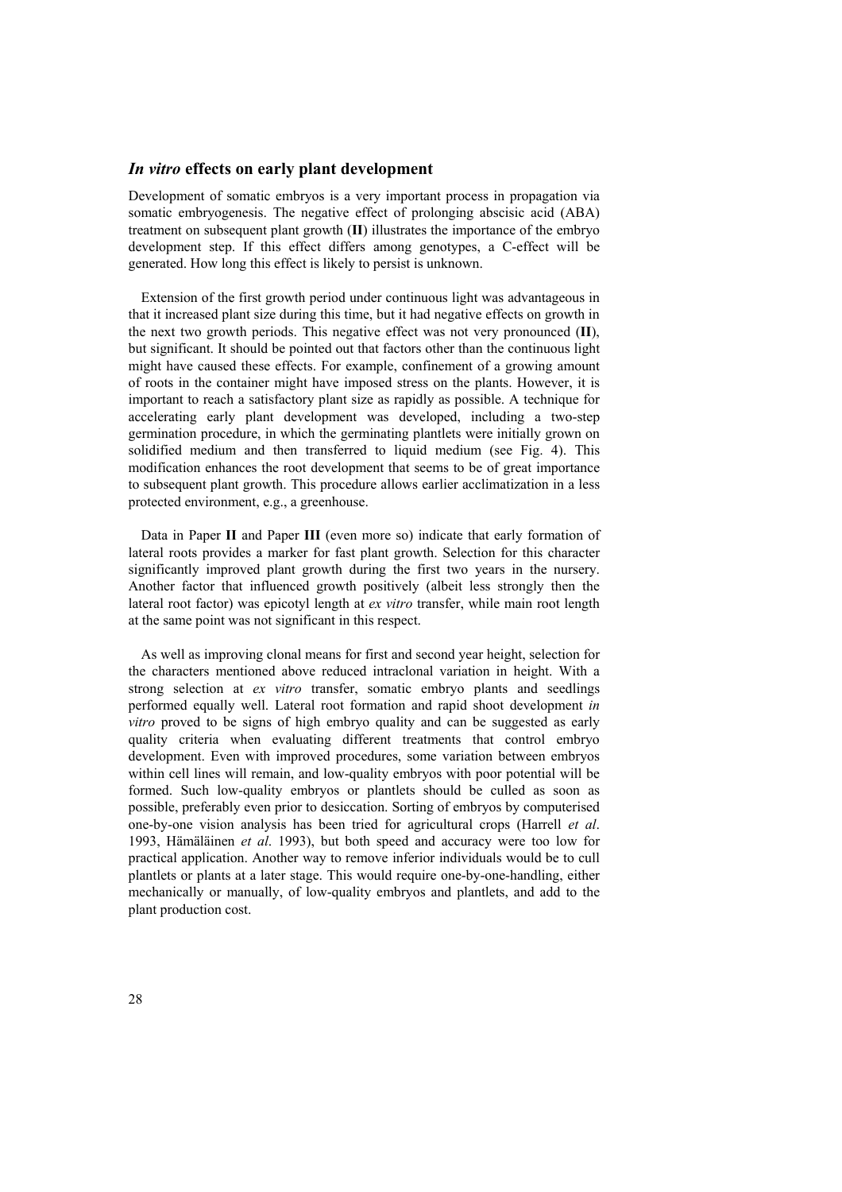## *In vitro* effects on early plant development

Development of somatic embryos is a very important process in propagation via somatic embryogenesis. The negative effect of prolonging abscisic acid (ABA) treatment on subsequent plant growth (**II**) illustrates the importance of the embryo development step. If this effect differs among genotypes, a C-effect will be generated. How long this effect is likely to persist is unknown.

Extension of the first growth period under continuous light was advantageous in that it increased plant size during this time, but it had negative effects on growth in the next two growth periods. This negative effect was not very pronounced (**II**), but significant. It should be pointed out that factors other than the continuous light might have caused these effects. For example, confinement of a growing amount of roots in the container might have imposed stress on the plants. However, it is important to reach a satisfactory plant size as rapidly as possible. A technique for accelerating early plant development was developed, including a two-step germination procedure, in which the germinating plantlets were initially grown on solidified medium and then transferred to liquid medium (see Fig. 4). This modification enhances the root development that seems to be of great importance to subsequent plant growth. This procedure allows earlier acclimatization in a less protected environment, e.g., a greenhouse.

Data in Paper **II** and Paper **III** (even more so) indicate that early formation of lateral roots provides a marker for fast plant growth. Selection for this character significantly improved plant growth during the first two years in the nursery. Another factor that influenced growth positively (albeit less strongly then the lateral root factor) was epicotyl length at *ex vitro* transfer, while main root length at the same point was not significant in this respect.

As well as improving clonal means for first and second year height, selection for the characters mentioned above reduced intraclonal variation in height. With a strong selection at *ex vitro* transfer, somatic embryo plants and seedlings performed equally well. Lateral root formation and rapid shoot development *in vitro* proved to be signs of high embryo quality and can be suggested as early quality criteria when evaluating different treatments that control embryo development. Even with improved procedures, some variation between embryos within cell lines will remain, and low-quality embryos with poor potential will be formed. Such low-quality embryos or plantlets should be culled as soon as possible, preferably even prior to desiccation. Sorting of embryos by computerised one-by-one vision analysis has been tried for agricultural crops (Harrell *et al*. 1993, Hämäläinen *et al*. 1993), but both speed and accuracy were too low for practical application. Another way to remove inferior individuals would be to cull plantlets or plants at a later stage. This would require one-by-one-handling, either mechanically or manually, of low-quality embryos and plantlets, and add to the plant production cost.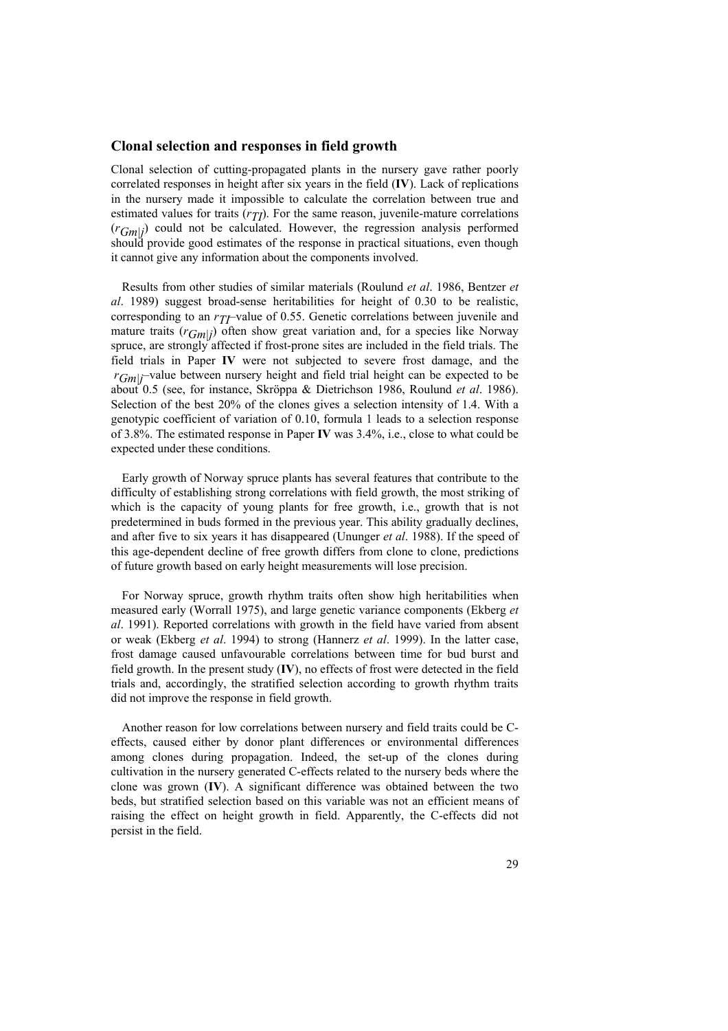## Clonal selection and responses in field growth

Clonal selection of cutting-propagated plants in the nursery gave rather poorly correlated responses in height after six years in the field (**IV**). Lack of replications in the nursery made it impossible to calculate the correlation between true and estimated values for traits ($r_{TI}$). For the same reason, juvenile-mature correlations ($r_{Gm|j}$) could not be calculated. However, the regression analysis performed should provide good estimates of the response in practical situations, even though it cannot give any information about the components involved.

Results from other studies of similar materials (Roulund *et al*. 1986, Bentzer *et al*. 1989) suggest broad-sense heritabilities for height of 0.30 to be realistic, corresponding to an $r_{TI}$–value of 0.55. Genetic correlations between juvenile and mature traits ($r_{Gm|j}$) often show great variation and, for a species like Norway spruce, are strongly affected if frost-prone sites are included in the field trials. The field trials in Paper **IV** were not subjected to severe frost damage, and the $r_{Gm|j}$–value between nursery height and field trial height can be expected to be about 0.5 (see, for instance, Skröppa & Dietrichson 1986, Roulund *et al*. 1986). Selection of the best 20% of the clones gives a selection intensity of 1.4. With a genotypic coefficient of variation of 0.10, formula 1 leads to a selection response of 3.8%. The estimated response in Paper **IV** was 3.4%, i.e., close to what could be expected under these conditions.

Early growth of Norway spruce plants has several features that contribute to the difficulty of establishing strong correlations with field growth, the most striking of which is the capacity of young plants for free growth, i.e., growth that is not predetermined in buds formed in the previous year. This ability gradually declines, and after five to six years it has disappeared (Ununger *et al*. 1988). If the speed of this age-dependent decline of free growth differs from clone to clone, predictions of future growth based on early height measurements will lose precision.

For Norway spruce, growth rhythm traits often show high heritabilities when measured early (Worrall 1975), and large genetic variance components (Ekberg *et al*. 1991). Reported correlations with growth in the field have varied from absent or weak (Ekberg *et al*. 1994) to strong (Hannerz *et al*. 1999). In the latter case, frost damage caused unfavourable correlations between time for bud burst and field growth. In the present study (**IV**), no effects of frost were detected in the field trials and, accordingly, the stratified selection according to growth rhythm traits did not improve the response in field growth.

Another reason for low correlations between nursery and field traits could be C-effects, caused either by donor plant differences or environmental differences among clones during propagation. Indeed, the set-up of the clones during cultivation in the nursery generated C-effects related to the nursery beds where the clone was grown (**IV**). A significant difference was obtained between the two beds, but stratified selection based on this variable was not an efficient means of raising the effect on height growth in field. Apparently, the C-effects did not persist in the field.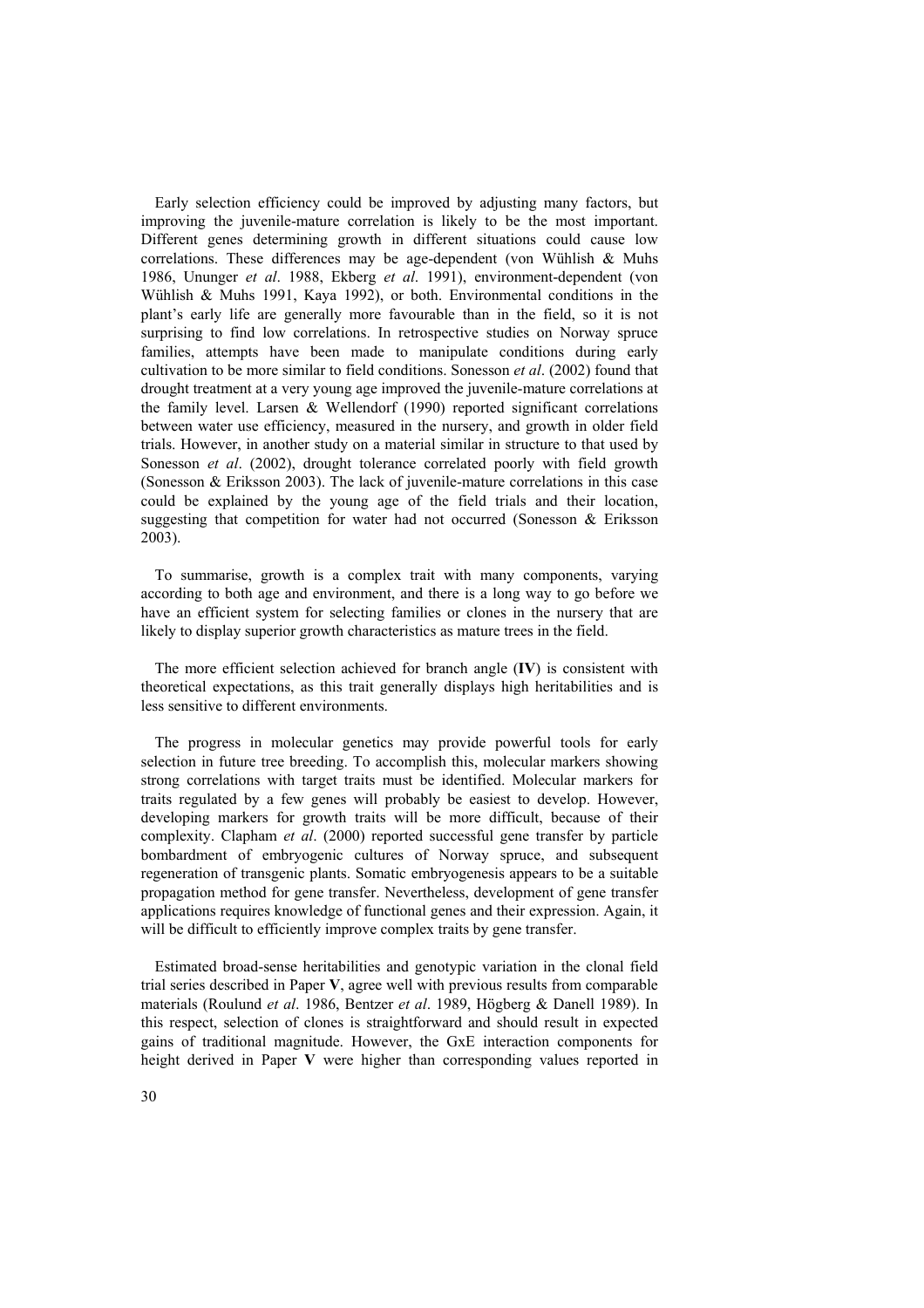Early selection efficiency could be improved by adjusting many factors, but improving the juvenile-mature correlation is likely to be the most important. Different genes determining growth in different situations could cause low correlations. These differences may be age-dependent (von Wühlish & Muhs 1986, Ununger *et al*. 1988, Ekberg *et al*. 1991), environment-dependent (von Wühlish & Muhs 1991, Kaya 1992), or both. Environmental conditions in the plant's early life are generally more favourable than in the field, so it is not surprising to find low correlations. In retrospective studies on Norway spruce families, attempts have been made to manipulate conditions during early cultivation to be more similar to field conditions. Sonesson *et al*. (2002) found that drought treatment at a very young age improved the juvenile-mature correlations at the family level. Larsen & Wellendorf (1990) reported significant correlations between water use efficiency, measured in the nursery, and growth in older field trials. However, in another study on a material similar in structure to that used by Sonesson *et al*. (2002), drought tolerance correlated poorly with field growth (Sonesson & Eriksson 2003). The lack of juvenile-mature correlations in this case could be explained by the young age of the field trials and their location, suggesting that competition for water had not occurred (Sonesson & Eriksson 2003).

To summarise, growth is a complex trait with many components, varying according to both age and environment, and there is a long way to go before we have an efficient system for selecting families or clones in the nursery that are likely to display superior growth characteristics as mature trees in the field.

The more efficient selection achieved for branch angle (**IV**) is consistent with theoretical expectations, as this trait generally displays high heritabilities and is less sensitive to different environments.

The progress in molecular genetics may provide powerful tools for early selection in future tree breeding. To accomplish this, molecular markers showing strong correlations with target traits must be identified. Molecular markers for traits regulated by a few genes will probably be easiest to develop. However, developing markers for growth traits will be more difficult, because of their complexity. Clapham *et al*. (2000) reported successful gene transfer by particle bombardment of embryogenic cultures of Norway spruce, and subsequent regeneration of transgenic plants. Somatic embryogenesis appears to be a suitable propagation method for gene transfer. Nevertheless, development of gene transfer applications requires knowledge of functional genes and their expression. Again, it will be difficult to efficiently improve complex traits by gene transfer.

Estimated broad-sense heritabilities and genotypic variation in the clonal field trial series described in Paper **V**, agree well with previous results from comparable materials (Roulund *et al*. 1986, Bentzer *et al*. 1989, Högberg & Danell 1989). In this respect, selection of clones is straightforward and should result in expected gains of traditional magnitude. However, the GxE interaction components for height derived in Paper **V** were higher than corresponding values reported in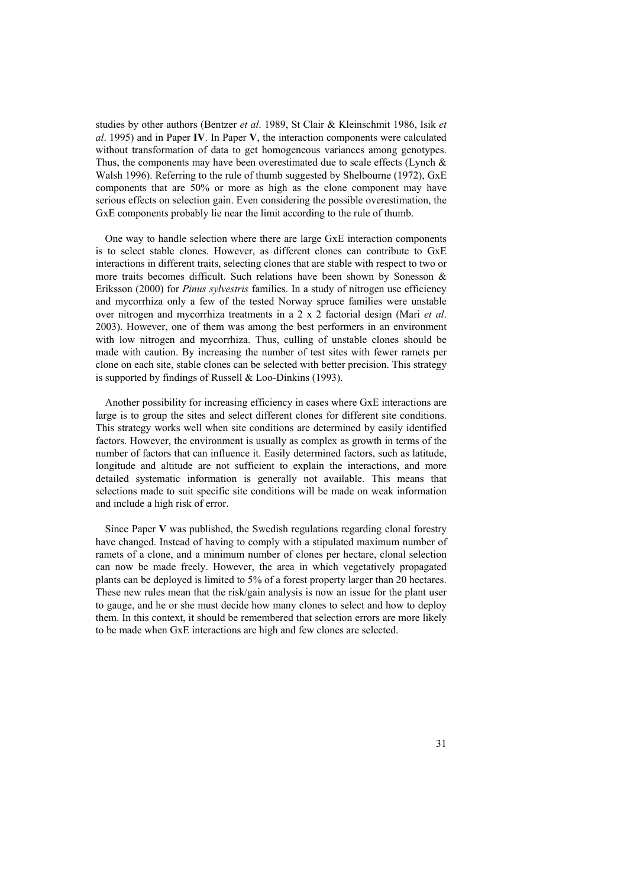studies by other authors (Bentzer *et al*. 1989, St Clair & Kleinschmit 1986, Isik *et al*. 1995) and in Paper **IV**. In Paper **V**, the interaction components were calculated without transformation of data to get homogeneous variances among genotypes. Thus, the components may have been overestimated due to scale effects (Lynch & Walsh 1996). Referring to the rule of thumb suggested by Shelbourne (1972), GxE components that are 50% or more as high as the clone component may have serious effects on selection gain. Even considering the possible overestimation, the GxE components probably lie near the limit according to the rule of thumb.

One way to handle selection where there are large GxE interaction components is to select stable clones. However, as different clones can contribute to GxE interactions in different traits, selecting clones that are stable with respect to two or more traits becomes difficult. Such relations have been shown by Sonesson & Eriksson (2000) for *Pinus sylvestris* families. In a study of nitrogen use efficiency and mycorrhiza only a few of the tested Norway spruce families were unstable over nitrogen and mycorrhiza treatments in a 2 x 2 factorial design (Mari *et al*. 2003). However, one of them was among the best performers in an environment with low nitrogen and mycorrhiza. Thus, culling of unstable clones should be made with caution. By increasing the number of test sites with fewer ramets per clone on each site, stable clones can be selected with better precision. This strategy is supported by findings of Russell & Loo-Dinkins (1993).

Another possibility for increasing efficiency in cases where GxE interactions are large is to group the sites and select different clones for different site conditions. This strategy works well when site conditions are determined by easily identified factors. However, the environment is usually as complex as growth in terms of the number of factors that can influence it. Easily determined factors, such as latitude, longitude and altitude are not sufficient to explain the interactions, and more detailed systematic information is generally not available. This means that selections made to suit specific site conditions will be made on weak information and include a high risk of error.

Since Paper **V** was published, the Swedish regulations regarding clonal forestry have changed. Instead of having to comply with a stipulated maximum number of ramets of a clone, and a minimum number of clones per hectare, clonal selection can now be made freely. However, the area in which vegetatively propagated plants can be deployed is limited to 5% of a forest property larger than 20 hectares. These new rules mean that the risk/gain analysis is now an issue for the plant user to gauge, and he or she must decide how many clones to select and how to deploy them. In this context, it should be remembered that selection errors are more likely to be made when GxE interactions are high and few clones are selected.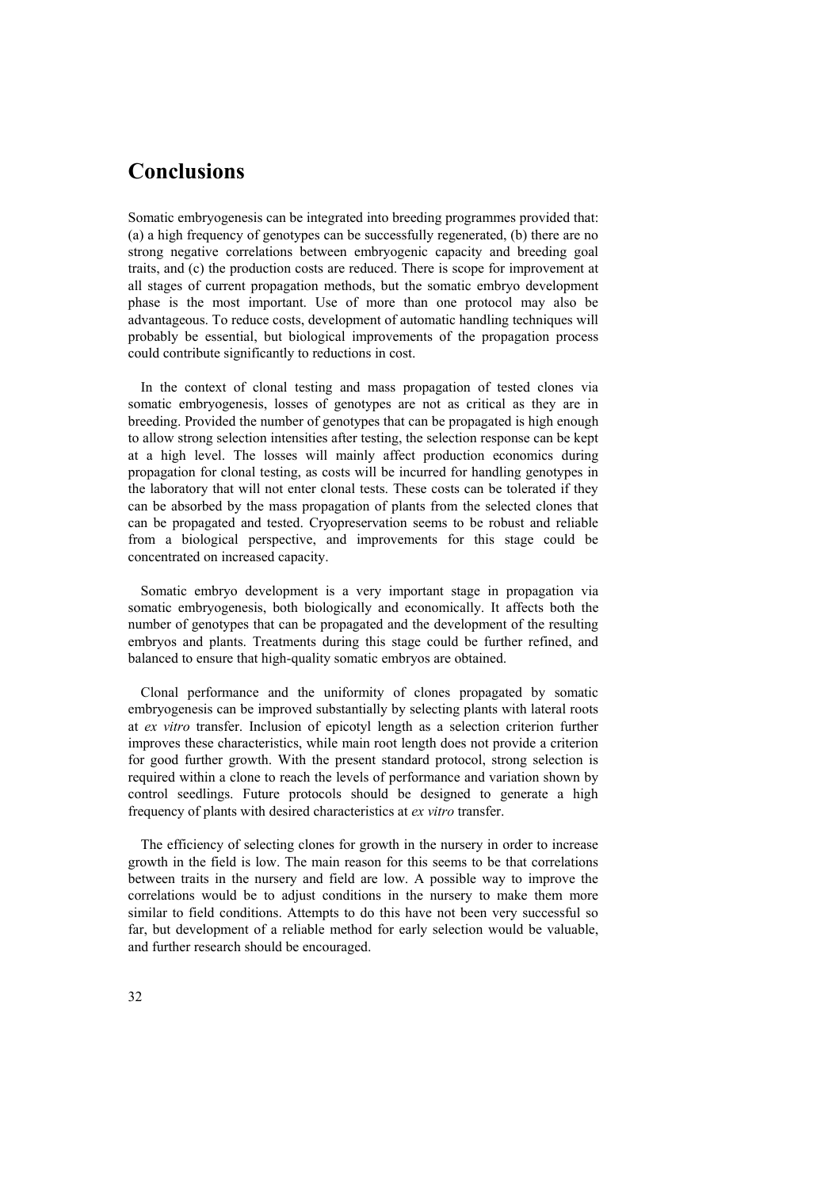# Conclusions

Somatic embryogenesis can be integrated into breeding programmes provided that: (a) a high frequency of genotypes can be successfully regenerated, (b) there are no strong negative correlations between embryogenic capacity and breeding goal traits, and (c) the production costs are reduced. There is scope for improvement at all stages of current propagation methods, but the somatic embryo development phase is the most important. Use of more than one protocol may also be advantageous. To reduce costs, development of automatic handling techniques will probably be essential, but biological improvements of the propagation process could contribute significantly to reductions in cost.

In the context of clonal testing and mass propagation of tested clones via somatic embryogenesis, losses of genotypes are not as critical as they are in breeding. Provided the number of genotypes that can be propagated is high enough to allow strong selection intensities after testing, the selection response can be kept at a high level. The losses will mainly affect production economics during propagation for clonal testing, as costs will be incurred for handling genotypes in the laboratory that will not enter clonal tests. These costs can be tolerated if they can be absorbed by the mass propagation of plants from the selected clones that can be propagated and tested. Cryopreservation seems to be robust and reliable from a biological perspective, and improvements for this stage could be concentrated on increased capacity.

Somatic embryo development is a very important stage in propagation via somatic embryogenesis, both biologically and economically. It affects both the number of genotypes that can be propagated and the development of the resulting embryos and plants. Treatments during this stage could be further refined, and balanced to ensure that high-quality somatic embryos are obtained.

Clonal performance and the uniformity of clones propagated by somatic embryogenesis can be improved substantially by selecting plants with lateral roots at *ex vitro* transfer. Inclusion of epicotyl length as a selection criterion further improves these characteristics, while main root length does not provide a criterion for good further growth. With the present standard protocol, strong selection is required within a clone to reach the levels of performance and variation shown by control seedlings. Future protocols should be designed to generate a high frequency of plants with desired characteristics at *ex vitro* transfer.

The efficiency of selecting clones for growth in the nursery in order to increase growth in the field is low. The main reason for this seems to be that correlations between traits in the nursery and field are low. A possible way to improve the correlations would be to adjust conditions in the nursery to make them more similar to field conditions. Attempts to do this have not been very successful so far, but development of a reliable method for early selection would be valuable, and further research should be encouraged.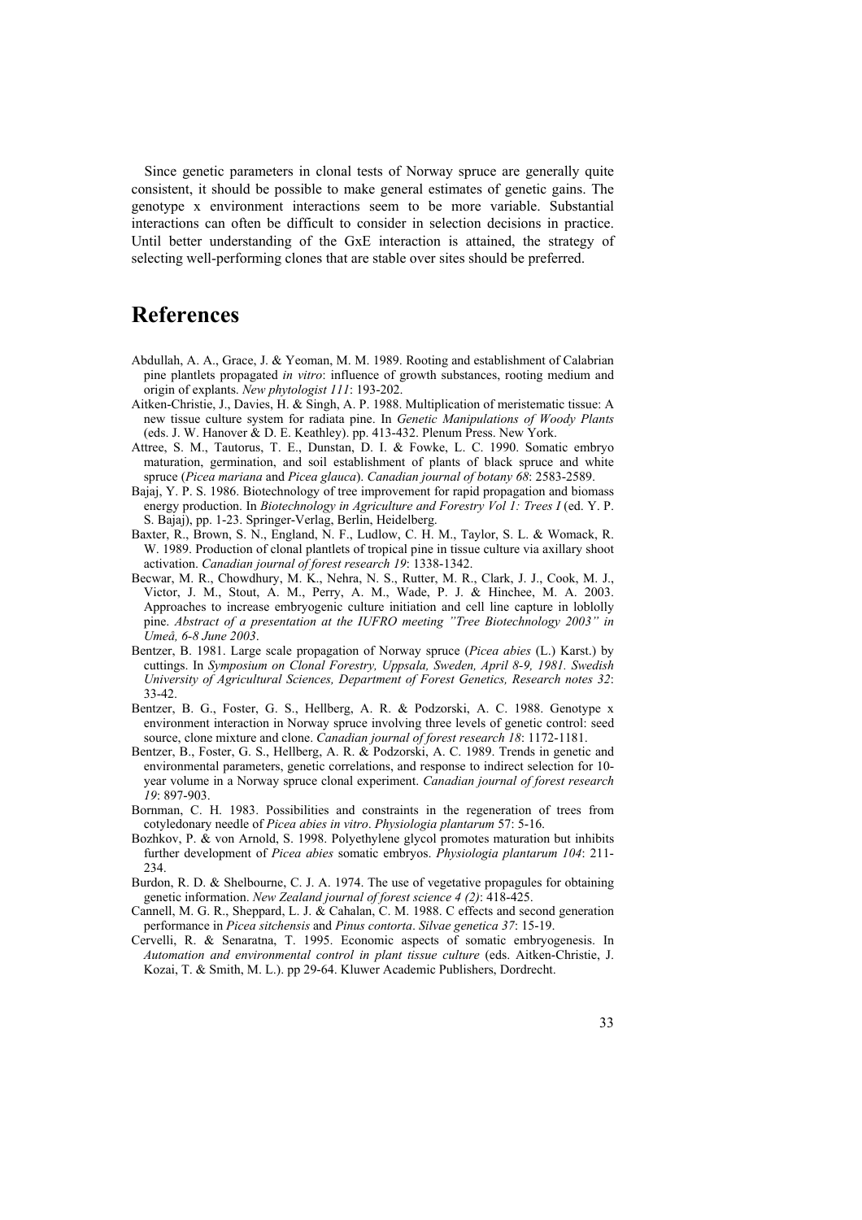Since genetic parameters in clonal tests of Norway spruce are generally quite consistent, it should be possible to make general estimates of genetic gains. The genotype x environment interactions seem to be more variable. Substantial interactions can often be difficult to consider in selection decisions in practice. Until better understanding of the GxE interaction is attained, the strategy of selecting well-performing clones that are stable over sites should be preferred.

# References

Abdullah, A. A., Grace, J. & Yeoman, M. M. 1989. Rooting and establishment of Calabrian pine plantlets propagated *in vitro*: influence of growth substances, rooting medium and origin of explants. *New phytologist 111*: 193-202.

Aitken-Christie, J., Davies, H. & Singh, A. P. 1988. Multiplication of meristematic tissue: A new tissue culture system for radiata pine. In *Genetic Manipulations of Woody Plants* (eds. J. W. Hanover & D. E. Keathley). pp. 413-432. Plenum Press. New York.

Attree, S. M., Tautorus, T. E., Dunstan, D. I. & Fowke, L. C. 1990. Somatic embryo maturation, germination, and soil establishment of plants of black spruce and white spruce (*Picea mariana* and *Picea glauca*). *Canadian journal of botany 68*: 2583-2589.

Bajaj, Y. P. S. 1986. Biotechnology of tree improvement for rapid propagation and biomass energy production. In *Biotechnology in Agriculture and Forestry Vol 1: Trees I* (ed. Y. P. S. Bajaj), pp. 1-23. Springer-Verlag, Berlin, Heidelberg.

Baxter, R., Brown, S. N., England, N. F., Ludlow, C. H. M., Taylor, S. L. & Womack, R. W. 1989. Production of clonal plantlets of tropical pine in tissue culture via axillary shoot activation. *Canadian journal of forest research 19*: 1338-1342.

Becwar, M. R., Chowdhury, M. K., Nehra, N. S., Rutter, M. R., Clark, J. J., Cook, M. J., Victor, J. M., Stout, A. M., Perry, A. M., Wade, P. J. & Hinchee, M. A. 2003. Approaches to increase embryogenic culture initiation and cell line capture in loblolly pine. *Abstract of a presentation at the IUFRO meeting "Tree Biotechnology 2003" in Umeå, 6-8 June 2003*.

Bentzer, B. 1981. Large scale propagation of Norway spruce (*Picea abies* (L.) Karst.) by cuttings. In *Symposium on Clonal Forestry, Uppsala, Sweden, April 8-9, 1981. Swedish University of Agricultural Sciences, Department of Forest Genetics, Research notes 32*: 33-42.

Bentzer, B. G., Foster, G. S., Hellberg, A. R. & Podzorski, A. C. 1988. Genotype x environment interaction in Norway spruce involving three levels of genetic control: seed source, clone mixture and clone. *Canadian journal of forest research 18*: 1172-1181.

Bentzer, B., Foster, G. S., Hellberg, A. R. & Podzorski, A. C. 1989. Trends in genetic and environmental parameters, genetic correlations, and response to indirect selection for 10-year volume in a Norway spruce clonal experiment. *Canadian journal of forest research 19*: 897-903.

Bornman, C. H. 1983. Possibilities and constraints in the regeneration of trees from cotyledonary needle of *Picea abies in vitro*. *Physiologia plantarum* 57: 5-16.

Bozhkov, P. & von Arnold, S. 1998. Polyethylene glycol promotes maturation but inhibits further development of *Picea abies* somatic embryos. *Physiologia plantarum 104*: 211-234.

Burdon, R. D. & Shelbourne, C. J. A. 1974. The use of vegetative propagules for obtaining genetic information. *New Zealand journal of forest science 4 (2)*: 418-425.

Cannell, M. G. R., Sheppard, L. J. & Cahalan, C. M. 1988. C effects and second generation performance in *Picea sitchensis* and *Pinus contorta*. *Silvae genetica 37*: 15-19.

Cervelli, R. & Senaratna, T. 1995. Economic aspects of somatic embryogenesis. In *Automation and environmental control in plant tissue culture* (eds. Aitken-Christie, J. Kozai, T. & Smith, M. L.). pp 29-64. Kluwer Academic Publishers, Dordrecht.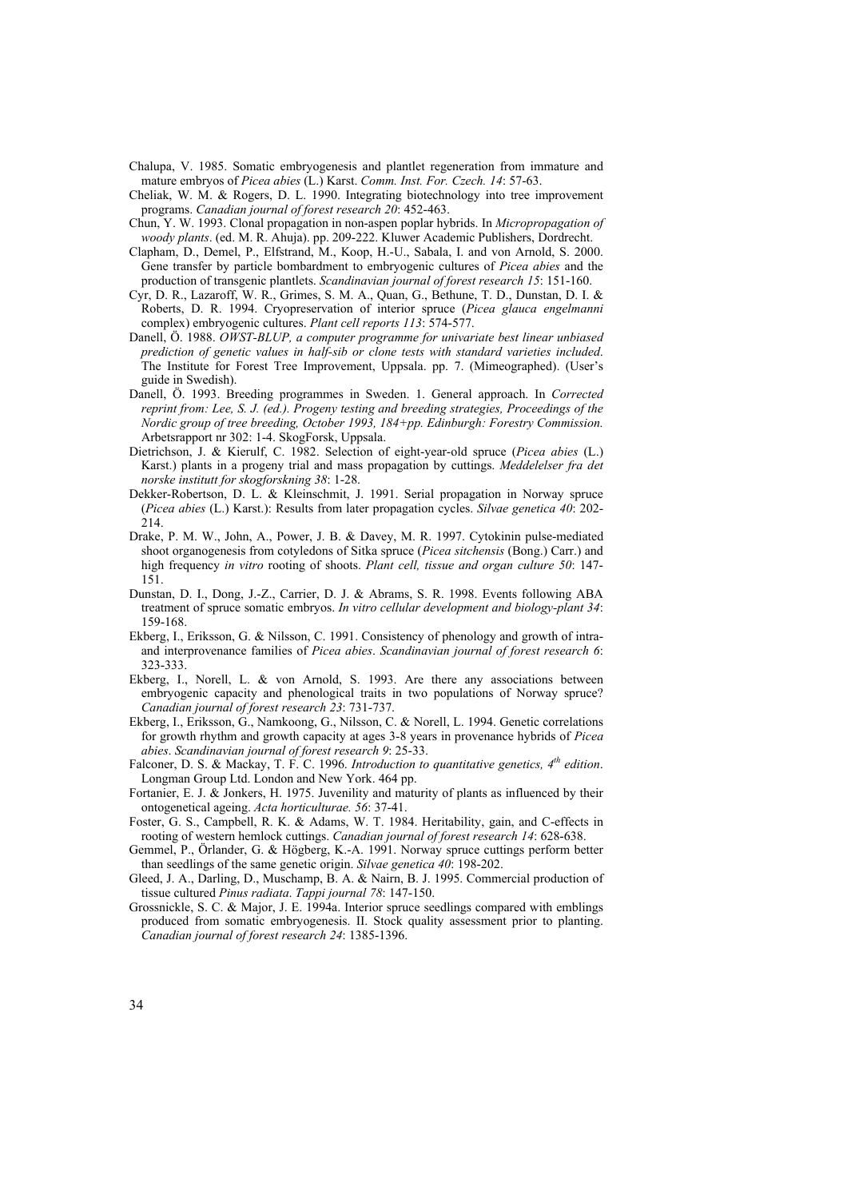Chalupa, V. 1985. Somatic embryogenesis and plantlet regeneration from immature and mature embryos of *Picea abies* (L.) Karst. *Comm. Inst. For. Czech. 14*: 57-63.

Cheliak, W. M. & Rogers, D. L. 1990. Integrating biotechnology into tree improvement programs. *Canadian journal of forest research 20*: 452-463.

Chun, Y. W. 1993. Clonal propagation in non-aspen poplar hybrids. In *Micropropagation of woody plants*. (ed. M. R. Ahuja). pp. 209-222. Kluwer Academic Publishers, Dordrecht.

Clapham, D., Demel, P., Elfstrand, M., Koop, H.-U., Sabala, I. and von Arnold, S. 2000. Gene transfer by particle bombardment to embryogenic cultures of *Picea abies* and the production of transgenic plantlets. *Scandinavian journal of forest research 15*: 151-160.

Cyr, D. R., Lazaroff, W. R., Grimes, S. M. A., Quan, G., Bethune, T. D., Dunstan, D. I. & Roberts, D. R. 1994. Cryopreservation of interior spruce (*Picea glauca engelmanni* complex) embryogenic cultures. *Plant cell reports 113*: 574-577.

Danell, Ö. 1988. *OWST-BLUP, a computer programme for univariate best linear unbiased prediction of genetic values in half-sib or clone tests with standard varieties included*. The Institute for Forest Tree Improvement, Uppsala. pp. 7. (Mimeographed). (User's guide in Swedish).

Danell, Ö. 1993. Breeding programmes in Sweden. 1. General approach. In *Corrected reprint from: Lee, S. J. (ed.). Progeny testing and breeding strategies, Proceedings of the Nordic group of tree breeding, October 1993, 184+pp. Edinburgh: Forestry Commission.* Arbetsrapport nr 302: 1-4. SkogForsk, Uppsala.

Dietrichson, J. & Kierulf, C. 1982. Selection of eight-year-old spruce (*Picea abies* (L.) Karst.) plants in a progeny trial and mass propagation by cuttings. *Meddelelser fra det norske institutt for skogforskning 38*: 1-28.

Dekker-Robertson, D. L. & Kleinschmit, J. 1991. Serial propagation in Norway spruce (*Picea abies* (L.) Karst.): Results from later propagation cycles. *Silvae genetica 40*: 202-214.

Drake, P. M. W., John, A., Power, J. B. & Davey, M. R. 1997. Cytokinin pulse-mediated shoot organogenesis from cotyledons of Sitka spruce (*Picea sitchensis* (Bong.) Carr.) and high frequency *in vitro* rooting of shoots. *Plant cell, tissue and organ culture 50*: 147-151.

Dunstan, D. I., Dong, J.-Z., Carrier, D. J. & Abrams, S. R. 1998. Events following ABA treatment of spruce somatic embryos. *In vitro cellular development and biology-plant 34*: 159-168.

Ekberg, I., Eriksson, G. & Nilsson, C. 1991. Consistency of phenology and growth of intra- and interprovenance families of *Picea abies*. *Scandinavian journal of forest research 6*: 323-333.

Ekberg, I., Norell, L. & von Arnold, S. 1993. Are there any associations between embryogenic capacity and phenological traits in two populations of Norway spruce? *Canadian journal of forest research 23*: 731-737.

Ekberg, I., Eriksson, G., Namkoong, G., Nilsson, C. & Norell, L. 1994. Genetic correlations for growth rhythm and growth capacity at ages 3-8 years in provenance hybrids of *Picea abies*. *Scandinavian journal of forest research 9*: 25-33.

Falconer, D. S. & Mackay, T. F. C. 1996. *Introduction to quantitative genetics, 4th edition*. Longman Group Ltd. London and New York. 464 pp.

Fortanier, E. J. & Jonkers, H. 1975. Juvenility and maturity of plants as influenced by their ontogenetical ageing. *Acta horticulturae. 56*: 37-41.

Foster, G. S., Campbell, R. K. & Adams, W. T. 1984. Heritability, gain, and C-effects in rooting of western hemlock cuttings. *Canadian journal of forest research 14*: 628-638.

Gemmel, P., Örlander, G. & Högberg, K.-A. 1991. Norway spruce cuttings perform better than seedlings of the same genetic origin. *Silvae genetica 40*: 198-202.

Gleed, J. A., Darling, D., Muschamp, B. A. & Nairn, B. J. 1995. Commercial production of tissue cultured *Pinus radiata*. *Tappi journal 78*: 147-150.

Grossnickle, S. C. & Major, J. E. 1994a. Interior spruce seedlings compared with emblings produced from somatic embryogenesis. II. Stock quality assessment prior to planting. *Canadian journal of forest research 24*: 1385-1396.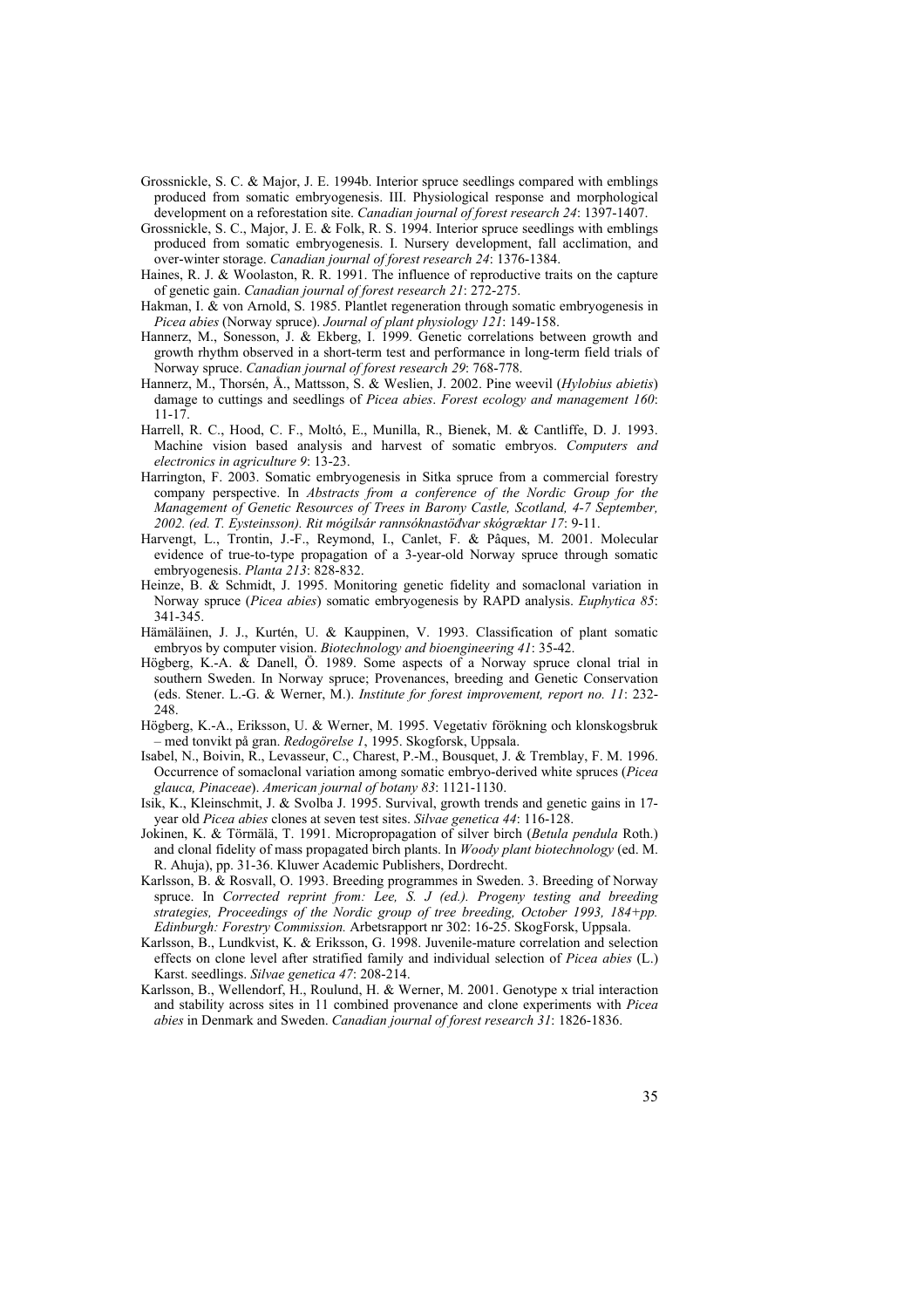Grossnickle, S. C. & Major, J. E. 1994b. Interior spruce seedlings compared with emblings produced from somatic embryogenesis. III. Physiological response and morphological development on a reforestation site. *Canadian journal of forest research 24*: 1397-1407.

Grossnickle, S. C., Major, J. E. & Folk, R. S. 1994. Interior spruce seedlings with emblings produced from somatic embryogenesis. I. Nursery development, fall acclimation, and over-winter storage. *Canadian journal of forest research 24*: 1376-1384.

Haines, R. J. & Woolaston, R. R. 1991. The influence of reproductive traits on the capture of genetic gain. *Canadian journal of forest research 21*: 272-275.

Hakman, I. & von Arnold, S. 1985. Plantlet regeneration through somatic embryogenesis in *Picea abies* (Norway spruce). *Journal of plant physiology 121*: 149-158.

Hannerz, M., Sonesson, J. & Ekberg, I. 1999. Genetic correlations between growth and growth rhythm observed in a short-term test and performance in long-term field trials of Norway spruce. *Canadian journal of forest research 29*: 768-778.

Hannerz, M., Thorsén, Å., Mattsson, S. & Weslien, J. 2002. Pine weevil (*Hylobius abietis*) damage to cuttings and seedlings of *Picea abies*. *Forest ecology and management 160*: 11-17.

Harrell, R. C., Hood, C. F., Moltó, E., Munilla, R., Bienek, M. & Cantliffe, D. J. 1993. Machine vision based analysis and harvest of somatic embryos. *Computers and electronics in agriculture 9*: 13-23.

Harrington, F. 2003. Somatic embryogenesis in Sitka spruce from a commercial forestry company perspective. In *Abstracts from a conference of the Nordic Group for the Management of Genetic Resources of Trees in Barony Castle, Scotland, 4-7 September, 2002. (ed. T. Eysteinsson). Rit mógilsár rannsóknastöđvar skógræktar 17*: 9-11.

Harvengt, L., Trontin, J.-F., Reymond, I., Canlet, F. & Pâques, M. 2001. Molecular evidence of true-to-type propagation of a 3-year-old Norway spruce through somatic embryogenesis. *Planta 213*: 828-832.

Heinze, B. & Schmidt, J. 1995. Monitoring genetic fidelity and somaclonal variation in Norway spruce (*Picea abies*) somatic embryogenesis by RAPD analysis. *Euphytica 85*: 341-345.

Hämäläinen, J. J., Kurtén, U. & Kauppinen, V. 1993. Classification of plant somatic embryos by computer vision. *Biotechnology and bioengineering 41*: 35-42.

Högberg, K.-A. & Danell, Ö. 1989. Some aspects of a Norway spruce clonal trial in southern Sweden. In Norway spruce; Provenances, breeding and Genetic Conservation (eds. Stener. L.-G. & Werner, M.). *Institute for forest improvement, report no. 11*: 232-248.

Högberg, K.-A., Eriksson, U. & Werner, M. 1995. Vegetativ förökning och klonskogsbruk – med tonvikt på gran. *Redogörelse 1*, 1995. Skogforsk, Uppsala.

Isabel, N., Boivin, R., Levasseur, C., Charest, P.-M., Bousquet, J. & Tremblay, F. M. 1996. Occurrence of somaclonal variation among somatic embryo-derived white spruces (*Picea glauca, Pinaceae*). *American journal of botany 83*: 1121-1130.

Isik, K., Kleinschmit, J. & Svolba J. 1995. Survival, growth trends and genetic gains in 17-year old *Picea abies* clones at seven test sites. *Silvae genetica 44*: 116-128.

Jokinen, K. & Törmälä, T. 1991. Micropropagation of silver birch (*Betula pendula* Roth.) and clonal fidelity of mass propagated birch plants. In *Woody plant biotechnology* (ed. M. R. Ahuja), pp. 31-36. Kluwer Academic Publishers, Dordrecht.

Karlsson, B. & Rosvall, O. 1993. Breeding programmes in Sweden. 3. Breeding of Norway spruce. In *Corrected reprint from: Lee, S. J (ed.). Progeny testing and breeding strategies, Proceedings of the Nordic group of tree breeding, October 1993, 184+pp. Edinburgh: Forestry Commission.* Arbetsrapport nr 302: 16-25. SkogForsk, Uppsala.

Karlsson, B., Lundkvist, K. & Eriksson, G. 1998. Juvenile-mature correlation and selection effects on clone level after stratified family and individual selection of *Picea abies* (L.) Karst. seedlings. *Silvae genetica 47*: 208-214.

Karlsson, B., Wellendorf, H., Roulund, H. & Werner, M. 2001. Genotype x trial interaction and stability across sites in 11 combined provenance and clone experiments with *Picea abies* in Denmark and Sweden. *Canadian journal of forest research 31*: 1826-1836.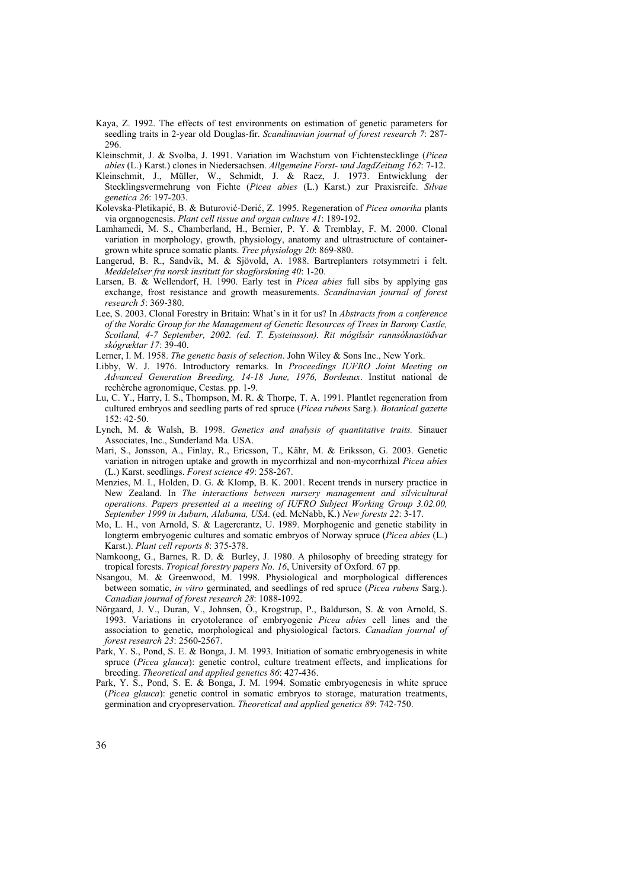Kaya, Z. 1992. The effects of test environments on estimation of genetic parameters for seedling traits in 2-year old Douglas-fir. *Scandinavian journal of forest research 7*: 287-296.

Kleinschmit, J. & Svolba, J. 1991. Variation im Wachstum von Fichtenstecklinge (*Picea abies* (L.) Karst.) clones in Niedersachsen. *Allgemeine Forst- und JagdZeitung 162*: 7-12.

Kleinschmit, J., Müller, W., Schmidt, J. & Racz, J. 1973. Entwicklung der Stecklingsvermehrung von Fichte (*Picea abies* (L.) Karst.) zur Praxisreife. *Silvae genetica 26*: 197-203.

Kolevska-Pletikapić, B. & Buturović-Derić, Z. 1995. Regeneration of *Picea omorika* plants via organogenesis. *Plant cell tissue and organ culture 41*: 189-192.

Lamhamedi, M. S., Chamberland, H., Bernier, P. Y. & Tremblay, F. M. 2000. Clonal variation in morphology, growth, physiology, anatomy and ultrastructure of container-grown white spruce somatic plants. *Tree physiology 20*: 869-880.

Langerud, B. R., Sandvik, M. & Sjövold, A. 1988. Bartreplanters rotsymmetri i felt. *Meddelelser fra norsk institutt for skogforskning 40*: 1-20.

Larsen, B. & Wellendorf, H. 1990. Early test in *Picea abies* full sibs by applying gas exchange, frost resistance and growth measurements. *Scandinavian journal of forest research 5*: 369-380.

Lee, S. 2003. Clonal Forestry in Britain: What's in it for us? In *Abstracts from a conference of the Nordic Group for the Management of Genetic Resources of Trees in Barony Castle, Scotland, 4-7 September, 2002. (ed. T. Eysteinsson). Rit mógilsár rannsóknastöđvar skógræktar 17*: 39-40.

Lerner, I. M. 1958. *The genetic basis of selection*. John Wiley & Sons Inc., New York.

Libby, W. J. 1976. Introductory remarks. In *Proceedings IUFRO Joint Meeting on Advanced Generation Breeding, 14-18 June, 1976, Bordeaux*. Institut national de rechèrche agronomique, Cestas. pp. 1-9.

Lu, C. Y., Harry, I. S., Thompson, M. R. & Thorpe, T. A. 1991. Plantlet regeneration from cultured embryos and seedling parts of red spruce (*Picea rubens* Sarg.). *Botanical gazette* 152: 42-50.

Lynch, M. & Walsh, B. 1998. *Genetics and analysis of quantitative traits.* Sinauer Associates, Inc., Sunderland Ma. USA.

Mari, S., Jonsson, A., Finlay, R., Ericsson, T., Kähr, M. & Eriksson, G. 2003. Genetic variation in nitrogen uptake and growth in mycorrhizal and non-mycorrhizal *Picea abies* (L.) Karst. seedlings. *Forest science 49*: 258-267.

Menzies, M. I., Holden, D. G. & Klomp, B. K. 2001. Recent trends in nursery practice in New Zealand. In *The interactions between nursery management and silvicultural operations. Papers presented at a meeting of IUFRO Subject Working Group 3.02.00, September 1999 in Auburn, Alabama, USA.* (ed. McNabb, K.) *New forests 22*: 3-17.

Mo, L. H., von Arnold, S. & Lagercrantz, U. 1989. Morphogenic and genetic stability in longterm embryogenic cultures and somatic embryos of Norway spruce (*Picea abies* (L.) Karst.). *Plant cell reports 8*: 375-378.

Namkoong, G., Barnes, R. D. & Burley, J. 1980. A philosophy of breeding strategy for tropical forests. *Tropical forestry papers No. 16*, University of Oxford. 67 pp.

Nsangou, M. & Greenwood, M. 1998. Physiological and morphological differences between somatic, *in vitro* germinated, and seedlings of red spruce (*Picea rubens* Sarg.). *Canadian journal of forest research 28*: 1088-1092.

Nörgaard, J. V., Duran, V., Johnsen, Ö., Krogstrup, P., Baldurson, S. & von Arnold, S. 1993. Variations in cryotolerance of embryogenic *Picea abies* cell lines and the association to genetic, morphological and physiological factors. *Canadian journal of forest research 23*: 2560-2567.

Park, Y. S., Pond, S. E. & Bonga, J. M. 1993. Initiation of somatic embryogenesis in white spruce (*Picea glauca*): genetic control, culture treatment effects, and implications for breeding. *Theoretical and applied genetics 86*: 427-436.

Park, Y. S., Pond, S. E. & Bonga, J. M. 1994. Somatic embryogenesis in white spruce (*Picea glauca*): genetic control in somatic embryos to storage, maturation treatments, germination and cryopreservation. *Theoretical and applied genetics 89*: 742-750.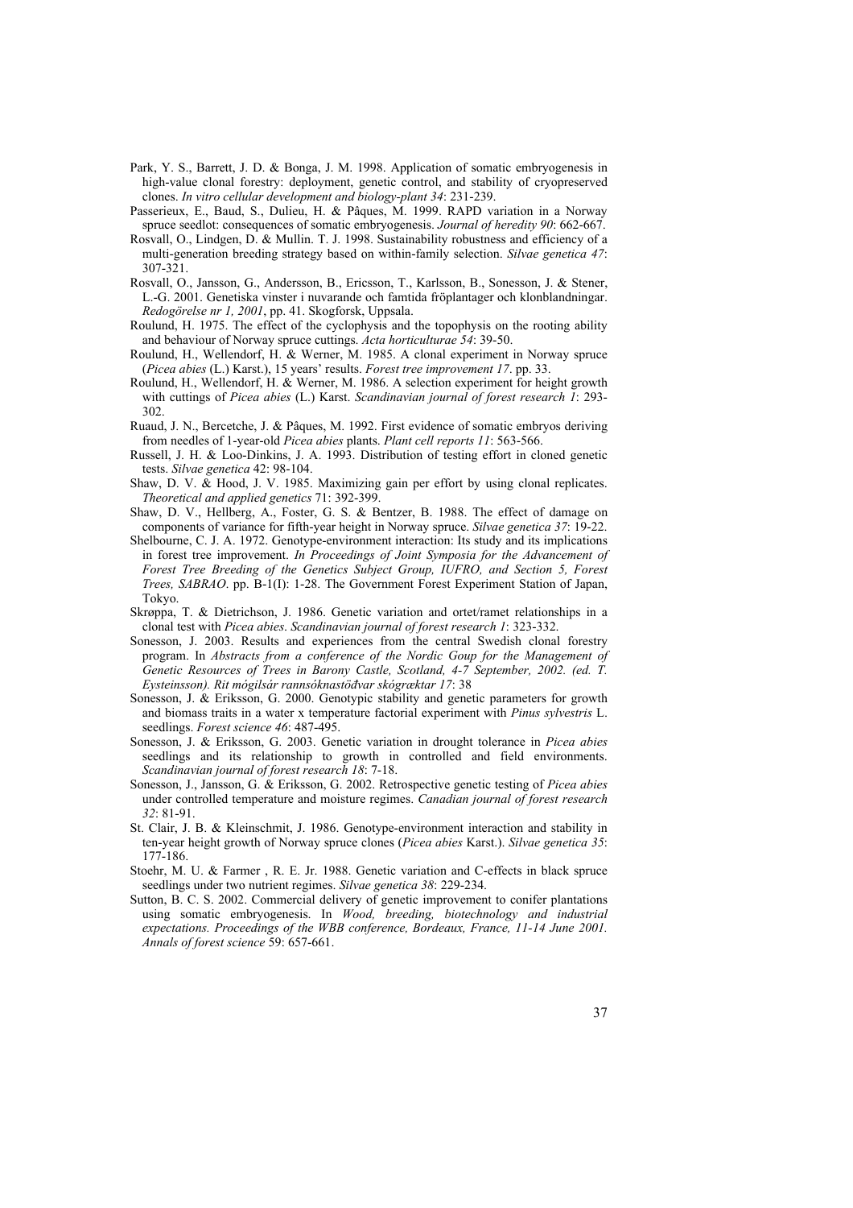Park, Y. S., Barrett, J. D. & Bonga, J. M. 1998. Application of somatic embryogenesis in high-value clonal forestry: deployment, genetic control, and stability of cryopreserved clones. *In vitro cellular development and biology-plant 34*: 231-239.

Passerieux, E., Baud, S., Dulieu, H. & Pâques, M. 1999. RAPD variation in a Norway spruce seedlot: consequences of somatic embryogenesis. *Journal of heredity 90*: 662-667.

Rosvall, O., Lindgen, D. & Mullin. T. J. 1998. Sustainability robustness and efficiency of a multi-generation breeding strategy based on within-family selection. *Silvae genetica 47*: 307-321.

Rosvall, O., Jansson, G., Andersson, B., Ericsson, T., Karlsson, B., Sonesson, J. & Stener, L.-G. 2001. Genetiska vinster i nuvarande och famtida fröplantager och klonblandningar. *Redogörelse nr 1, 2001*, pp. 41. Skogforsk, Uppsala.

Roulund, H. 1975. The effect of the cyclophysis and the topophysis on the rooting ability and behaviour of Norway spruce cuttings. *Acta horticulturae 54*: 39-50.

Roulund, H., Wellendorf, H. & Werner, M. 1985. A clonal experiment in Norway spruce (*Picea abies* (L.) Karst.), 15 years' results. *Forest tree improvement 17*. pp. 33.

Roulund, H., Wellendorf, H. & Werner, M. 1986. A selection experiment for height growth with cuttings of *Picea abies* (L.) Karst. *Scandinavian journal of forest research 1*: 293-302.

Ruaud, J. N., Bercetche, J. & Pâques, M. 1992. First evidence of somatic embryos deriving from needles of 1-year-old *Picea abies* plants. *Plant cell reports 11*: 563-566.

Russell, J. H. & Loo-Dinkins, J. A. 1993. Distribution of testing effort in cloned genetic tests. *Silvae genetica* 42: 98-104.

Shaw, D. V. & Hood, J. V. 1985. Maximizing gain per effort by using clonal replicates. *Theoretical and applied genetics* 71: 392-399.

Shaw, D. V., Hellberg, A., Foster, G. S. & Bentzer, B. 1988. The effect of damage on components of variance for fifth-year height in Norway spruce. *Silvae genetica 37*: 19-22.

Shelbourne, C. J. A. 1972. Genotype-environment interaction: Its study and its implications in forest tree improvement. *In Proceedings of Joint Symposia for the Advancement of Forest Tree Breeding of the Genetics Subject Group, IUFRO, and Section 5, Forest Trees, SABRAO*. pp. B-1(I): 1-28. The Government Forest Experiment Station of Japan, Tokyo.

Skrøppa, T. & Dietrichson, J. 1986. Genetic variation and ortet/ramet relationships in a clonal test with *Picea abies*. *Scandinavian journal of forest research 1*: 323-332.

Sonesson, J. 2003. Results and experiences from the central Swedish clonal forestry program. In *Abstracts from a conference of the Nordic Goup for the Management of Genetic Resources of Trees in Barony Castle, Scotland, 4-7 September, 2002. (ed. T. Eysteinsson). Rit mógilsár rannsóknastöðvar skógræktar 17*: 38

Sonesson, J. & Eriksson, G. 2000. Genotypic stability and genetic parameters for growth and biomass traits in a water x temperature factorial experiment with *Pinus sylvestris* L. seedlings. *Forest science 46*: 487-495.

Sonesson, J. & Eriksson, G. 2003. Genetic variation in drought tolerance in *Picea abies* seedlings and its relationship to growth in controlled and field environments. *Scandinavian journal of forest research 18*: 7-18.

Sonesson, J., Jansson, G. & Eriksson, G. 2002. Retrospective genetic testing of *Picea abies* under controlled temperature and moisture regimes. *Canadian journal of forest research 32*: 81-91.

St. Clair, J. B. & Kleinschmit, J. 1986. Genotype-environment interaction and stability in ten-year height growth of Norway spruce clones (*Picea abies* Karst.). *Silvae genetica 35*: 177-186.

Stoehr, M. U. & Farmer , R. E. Jr. 1988. Genetic variation and C-effects in black spruce seedlings under two nutrient regimes. *Silvae genetica 38*: 229-234.

Sutton, B. C. S. 2002. Commercial delivery of genetic improvement to conifer plantations using somatic embryogenesis. In *Wood, breeding, biotechnology and industrial expectations. Proceedings of the WBB conference, Bordeaux, France, 11-14 June 2001. Annals of forest science* 59: 657-661.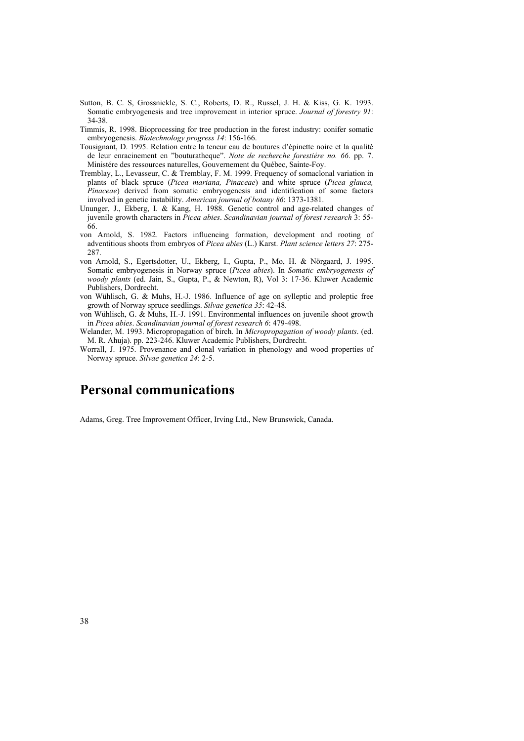Sutton, B. C. S, Grossnickle, S. C., Roberts, D. R., Russel, J. H. & Kiss, G. K. 1993. Somatic embryogenesis and tree improvement in interior spruce. *Journal of forestry 91*: 34-38.

Timmis, R. 1998. Bioprocessing for tree production in the forest industry: conifer somatic embryogenesis. *Biotechnology progress 14*: 156-166.

Tousignant, D. 1995. Relation entre la teneur eau de boutures d'épinette noire et la qualité de leur enracinement en "bouturatheque". *Note de recherche forestiére no. 66*. pp. 7. Ministére des ressources naturelles, Gouvernement du Québec, Sainte-Foy.

Tremblay, L., Levasseur, C. & Tremblay, F. M. 1999. Frequency of somaclonal variation in plants of black spruce (*Picea mariana, Pinaceae*) and white spruce (*Picea glauca, Pinaceae*) derived from somatic embryogenesis and identification of some factors involved in genetic instability. *American journal of botany 86*: 1373-1381.

Ununger, J., Ekberg, I. & Kang, H. 1988. Genetic control and age-related changes of juvenile growth characters in *Picea abies*. *Scandinavian journal of forest research* 3: 55-66.

von Arnold, S. 1982. Factors influencing formation, development and rooting of adventitious shoots from embryos of *Picea abies* (L.) Karst. *Plant science letters 27*: 275-287.

von Arnold, S., Egertsdotter, U., Ekberg, I., Gupta, P., Mo, H. & Nörgaard, J. 1995. Somatic embryogenesis in Norway spruce (*Picea abies*). In *Somatic embryogenesis of woody plants* (ed. Jain, S., Gupta, P., & Newton, R), Vol 3: 17-36. Kluwer Academic Publishers, Dordrecht.

von Wühlisch, G. & Muhs, H.-J. 1986. Influence of age on sylleptic and proleptic free growth of Norway spruce seedlings. *Silvae genetica 35*: 42-48.

von Wühlisch, G. & Muhs, H.-J. 1991. Environmental influences on juvenile shoot growth in *Picea abies*. *Scandinavian journal of forest research 6*: 479-498.

Welander, M. 1993. Micropropagation of birch. In *Micropropagation of woody plants*. (ed. M. R. Ahuja). pp. 223-246. Kluwer Academic Publishers, Dordrecht.

Worrall, J. 1975. Provenance and clonal variation in phenology and wood properties of Norway spruce. *Silvae genetica 24*: 2-5.

# Personal communications

Adams, Greg. Tree Improvement Officer, Irving Ltd., New Brunswick, Canada.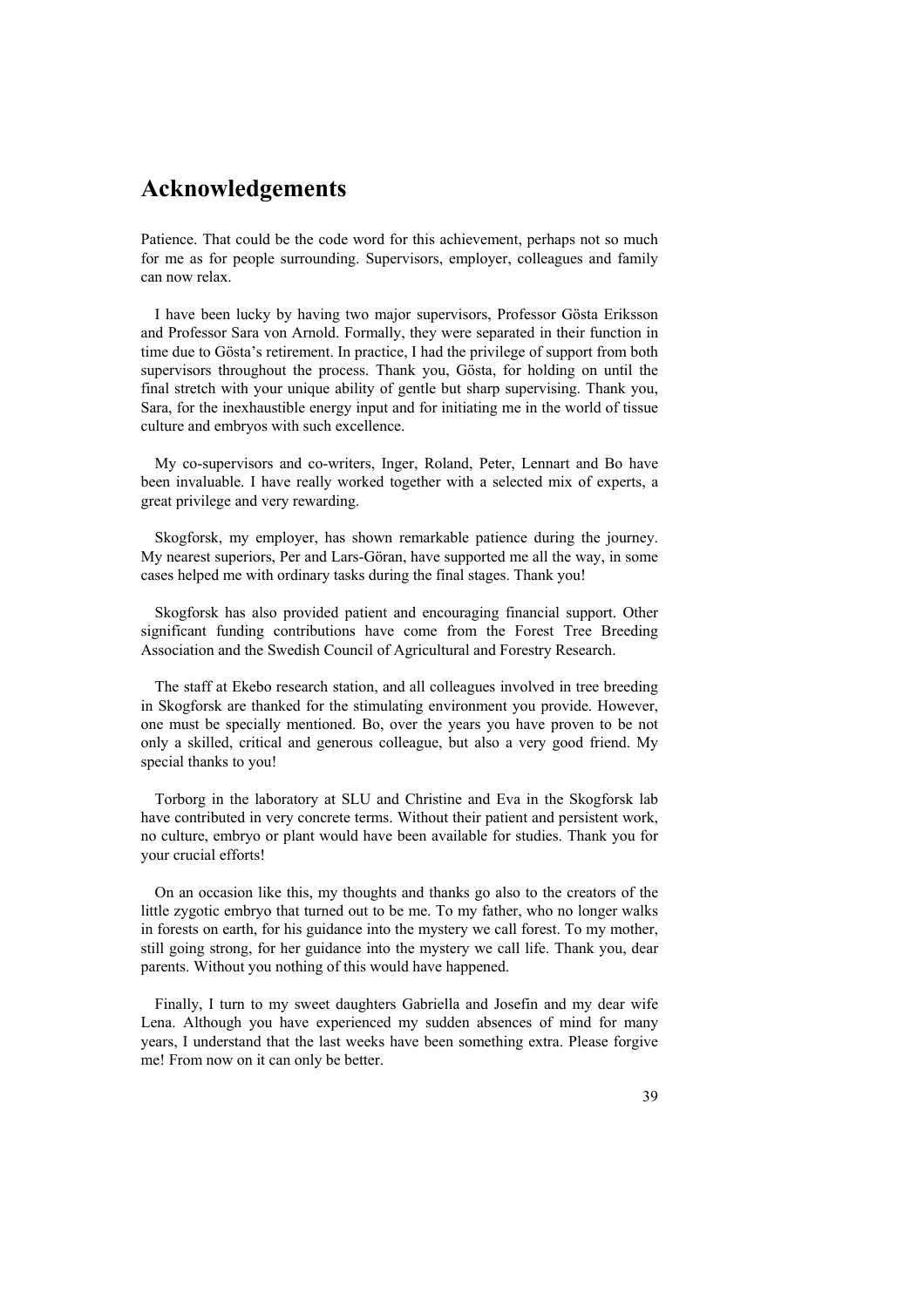# Acknowledgements

Patience. That could be the code word for this achievement, perhaps not so much for me as for people surrounding. Supervisors, employer, colleagues and family can now relax.

I have been lucky by having two major supervisors, Professor Gösta Eriksson and Professor Sara von Arnold. Formally, they were separated in their function in time due to Gösta's retirement. In practice, I had the privilege of support from both supervisors throughout the process. Thank you, Gösta, for holding on until the final stretch with your unique ability of gentle but sharp supervising. Thank you, Sara, for the inexhaustible energy input and for initiating me in the world of tissue culture and embryos with such excellence.

My co-supervisors and co-writers, Inger, Roland, Peter, Lennart and Bo have been invaluable. I have really worked together with a selected mix of experts, a great privilege and very rewarding.

Skogforsk, my employer, has shown remarkable patience during the journey. My nearest superiors, Per and Lars-Göran, have supported me all the way, in some cases helped me with ordinary tasks during the final stages. Thank you!

Skogforsk has also provided patient and encouraging financial support. Other significant funding contributions have come from the Forest Tree Breeding Association and the Swedish Council of Agricultural and Forestry Research.

The staff at Ekebo research station, and all colleagues involved in tree breeding in Skogforsk are thanked for the stimulating environment you provide. However, one must be specially mentioned. Bo, over the years you have proven to be not only a skilled, critical and generous colleague, but also a very good friend. My special thanks to you!

Torborg in the laboratory at SLU and Christine and Eva in the Skogforsk lab have contributed in very concrete terms. Without their patient and persistent work, no culture, embryo or plant would have been available for studies. Thank you for your crucial efforts!

On an occasion like this, my thoughts and thanks go also to the creators of the little zygotic embryo that turned out to be me. To my father, who no longer walks in forests on earth, for his guidance into the mystery we call forest. To my mother, still going strong, for her guidance into the mystery we call life. Thank you, dear parents. Without you nothing of this would have happened.

Finally, I turn to my sweet daughters Gabriella and Josefin and my dear wife Lena. Although you have experienced my sudden absences of mind for many years, I understand that the last weeks have been something extra. Please forgive me! From now on it can only be better.